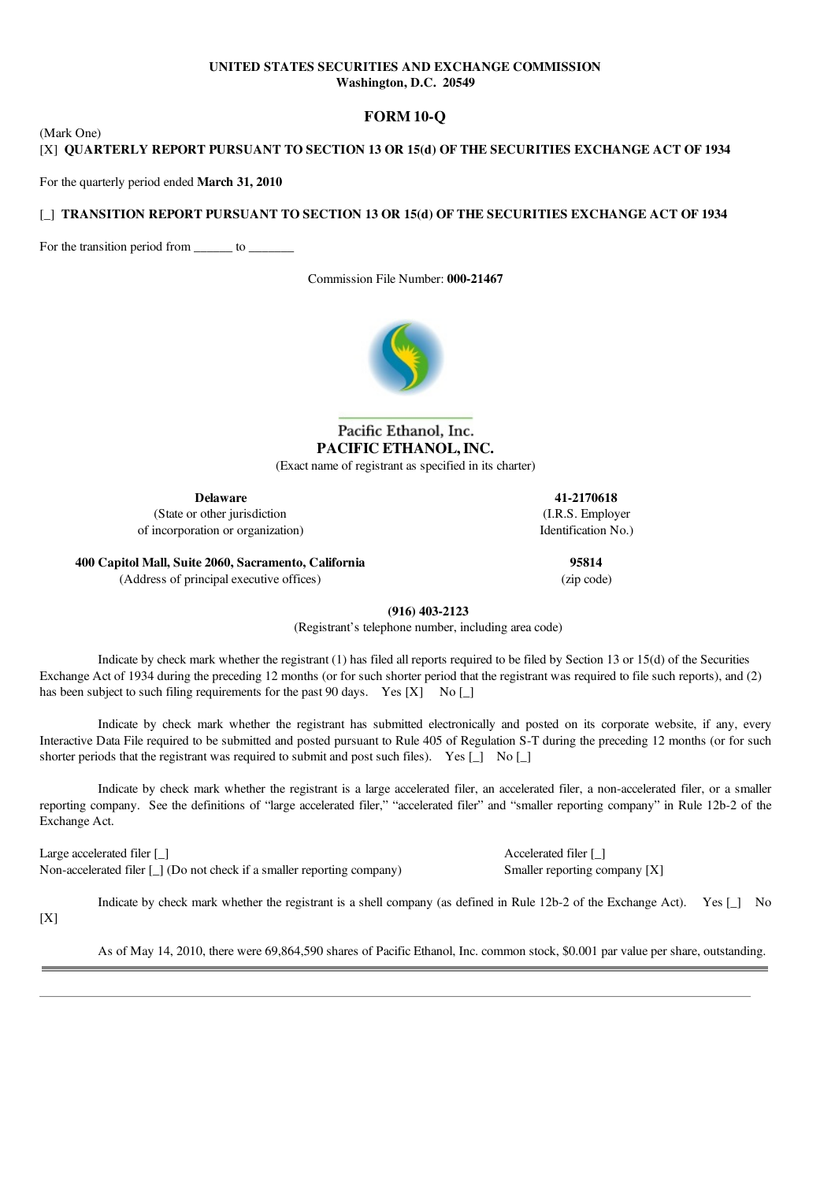**UNITED STATES SECURITIES AND EXCHANGE COMMISSION**
**Washington, D.C. 20549**

# FORM 10-Q

(Mark One)
[X] **QUARTERLY REPORT PURSUANT TO SECTION 13 OR 15(d) OF THE SECURITIES EXCHANGE ACT OF 1934**

For the quarterly period ended **March 31, 2010**

[_] **TRANSITION REPORT PURSUANT TO SECTION 13 OR 15(d) OF THE SECURITIES EXCHANGE ACT OF 1934**

For the transition period from ______ to _______

Commission File Number: **000-21467**

Pacific Ethanol, Inc.
**PACIFIC ETHANOL, INC.**
(Exact name of registrant as specified in its charter)

| **Delaware** | **41-2170618** |
|---|---|
| (State or other jurisdiction of incorporation or organization) | (I.R.S. Employer Identification No.) |
| **400 Capitol Mall, Suite 2060, Sacramento, California** | **95814** |
| (Address of principal executive offices) | (zip code) |

**(916) 403-2123**
(Registrant's telephone number, including area code)

Indicate by check mark whether the registrant (1) has filed all reports required to be filed by Section 13 or 15(d) of the Securities Exchange Act of 1934 during the preceding 12 months (or for such shorter period that the registrant was required to file such reports), and (2) has been subject to such filing requirements for the past 90 days. Yes [X] No [_]

Indicate by check mark whether the registrant has submitted electronically and posted on its corporate website, if any, every Interactive Data File required to be submitted and posted pursuant to Rule 405 of Regulation S-T during the preceding 12 months (or for such shorter periods that the registrant was required to submit and post such files). Yes [_] No [_]

Indicate by check mark whether the registrant is a large accelerated filer, an accelerated filer, a non-accelerated filer, or a smaller reporting company. See the definitions of "large accelerated filer," "accelerated filer" and "smaller reporting company" in Rule 12b-2 of the Exchange Act.

| | |
|---|---|
| Large accelerated filer [_] | Accelerated filer [_] |
| Non-accelerated filer [_] (Do not check if a smaller reporting company) | Smaller reporting company [X] |

Indicate by check mark whether the registrant is a shell company (as defined in Rule 12b-2 of the Exchange Act). Yes [_] No [X]

As of May 14, 2010, there were 69,864,590 shares of Pacific Ethanol, Inc. common stock, $0.001 par value per share, outstanding.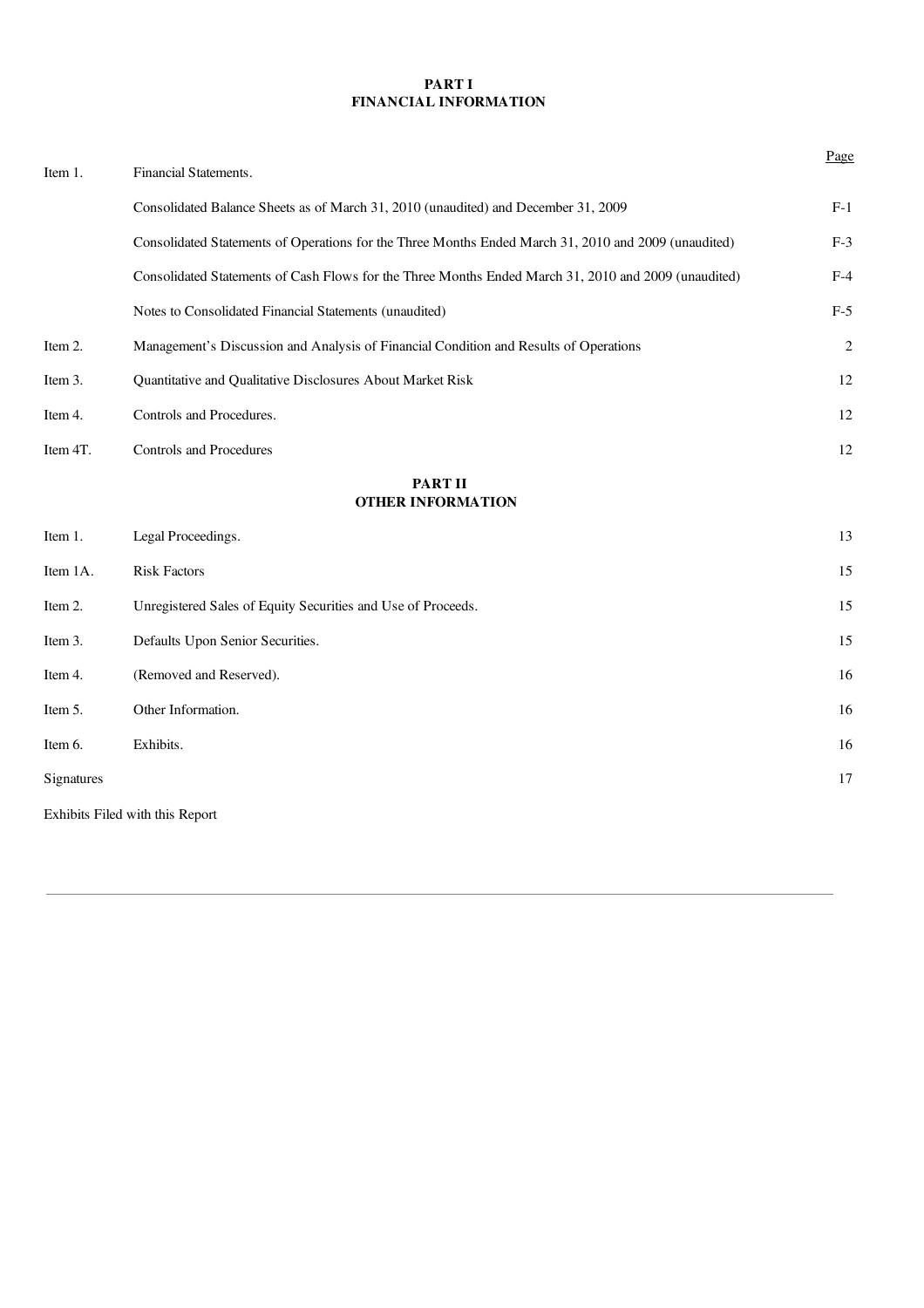## PART I
## FINANCIAL INFORMATION

| | | Page |
|---|---|---|
| Item 1. | Financial Statements. | |
| | Consolidated Balance Sheets as of March 31, 2010 (unaudited) and December 31, 2009 | F-1 |
| | Consolidated Statements of Operations for the Three Months Ended March 31, 2010 and 2009 (unaudited) | F-3 |
| | Consolidated Statements of Cash Flows for the Three Months Ended March 31, 2010 and 2009 (unaudited) | F-4 |
| | Notes to Consolidated Financial Statements (unaudited) | F-5 |
| Item 2. | Management's Discussion and Analysis of Financial Condition and Results of Operations | 2 |
| Item 3. | Quantitative and Qualitative Disclosures About Market Risk | 12 |
| Item 4. | Controls and Procedures. | 12 |
| Item 4T. | Controls and Procedures | 12 |

## PART II
## OTHER INFORMATION

| | | |
|---|---|---|
| Item 1. | Legal Proceedings. | 13 |
| Item 1A. | Risk Factors | 15 |
| Item 2. | Unregistered Sales of Equity Securities and Use of Proceeds. | 15 |
| Item 3. | Defaults Upon Senior Securities. | 15 |
| Item 4. | (Removed and Reserved). | 16 |
| Item 5. | Other Information. | 16 |
| Item 6. | Exhibits. | 16 |
| Signatures | | 17 |
| Exhibits Filed with this Report | | |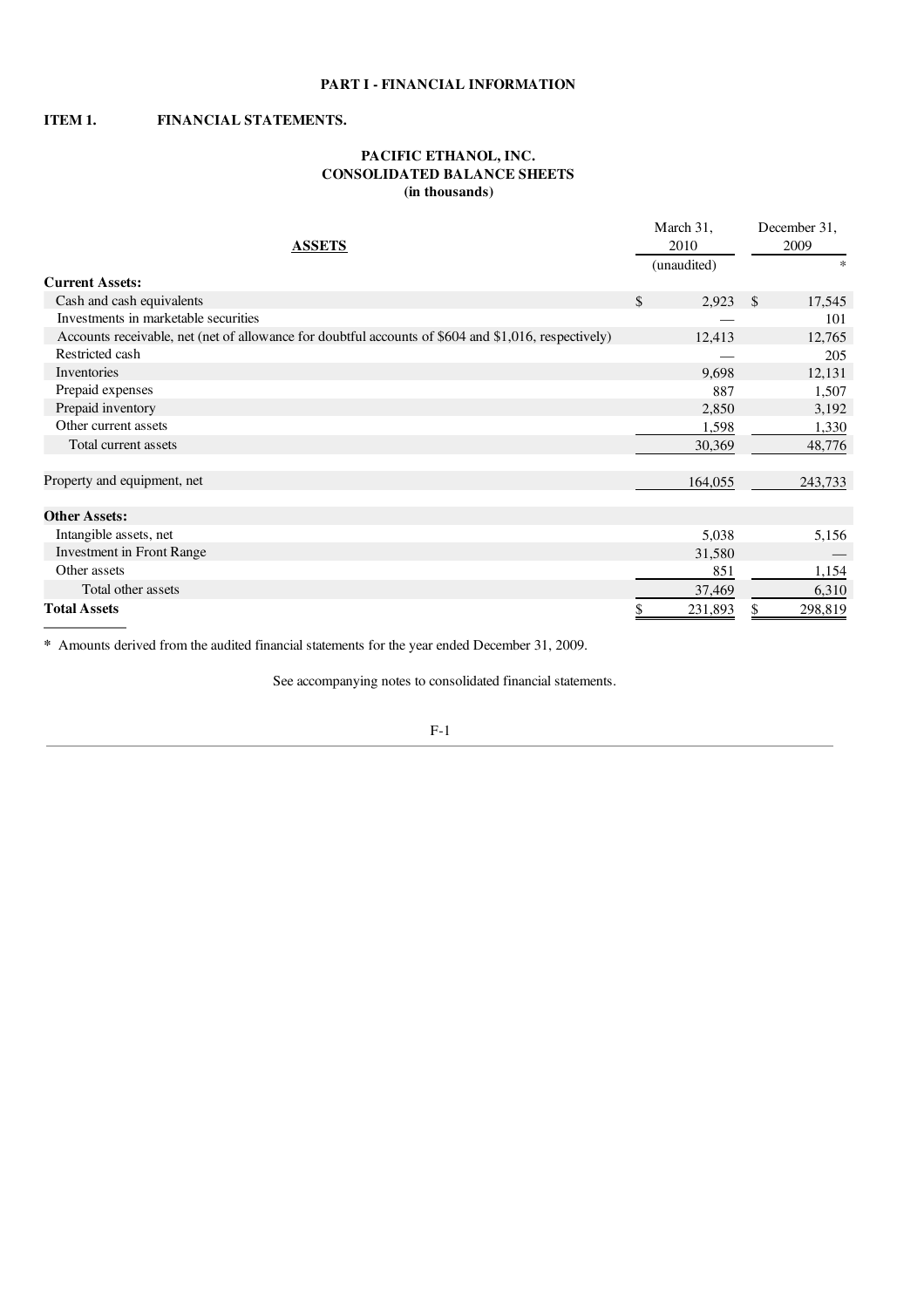**PART I - FINANCIAL INFORMATION**

**ITEM 1. FINANCIAL STATEMENTS.**

**PACIFIC ETHANOL, INC.**
**CONSOLIDATED BALANCE SHEETS**
**(in thousands)**

| ASSETS | March 31, 2010 (unaudited) | December 31, 2009 * |
|---|---|---|
| **Current Assets:** | | |
| Cash and cash equivalents | $ 2,923 | $ 17,545 |
| Investments in marketable securities | — | 101 |
| Accounts receivable, net (net of allowance for doubtful accounts of $604 and $1,016, respectively) | 12,413 | 12,765 |
| Restricted cash | — | 205 |
| Inventories | 9,698 | 12,131 |
| Prepaid expenses | 887 | 1,507 |
| Prepaid inventory | 2,850 | 3,192 |
| Other current assets | 1,598 | 1,330 |
| Total current assets | 30,369 | 48,776 |
| | | |
| Property and equipment, net | 164,055 | 243,733 |
| | | |
| **Other Assets:** | | |
| Intangible assets, net | 5,038 | 5,156 |
| Investment in Front Range | 31,580 | — |
| Other assets | 851 | 1,154 |
| Total other assets | 37,469 | 6,310 |
| **Total Assets** | $ 231,893 | $ 298,819 |

* Amounts derived from the audited financial statements for the year ended December 31, 2009.

See accompanying notes to consolidated financial statements.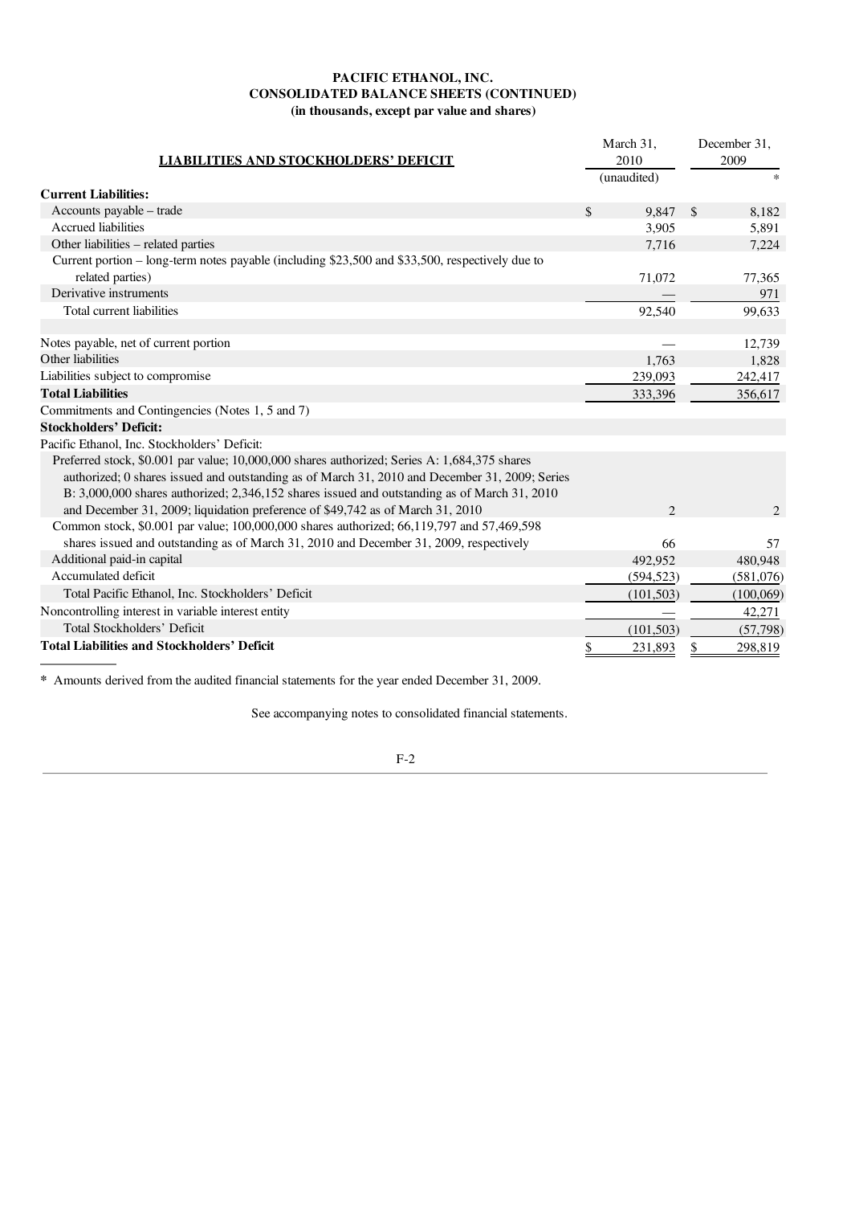# PACIFIC ETHANOL, INC.
## CONSOLIDATED BALANCE SHEETS (CONTINUED)
### (in thousands, except par value and shares)

| LIABILITIES AND STOCKHOLDERS' DEFICIT | March 31, 2010 (unaudited) | December 31, 2009 * |
|---|---|---|
| **Current Liabilities:** | | |
| Accounts payable – trade | $ 9,847 | $ 8,182 |
| Accrued liabilities | 3,905 | 5,891 |
| Other liabilities – related parties | 7,716 | 7,224 |
| Current portion – long-term notes payable (including $23,500 and $33,500, respectively due to related parties) | 71,072 | 77,365 |
| Derivative instruments | — | 971 |
| Total current liabilities | 92,540 | 99,633 |
| | | |
| Notes payable, net of current portion | — | 12,739 |
| Other liabilities | 1,763 | 1,828 |
| Liabilities subject to compromise | 239,093 | 242,417 |
| **Total Liabilities** | 333,396 | 356,617 |
| Commitments and Contingencies (Notes 1, 5 and 7) | | |
| **Stockholders' Deficit:** | | |
| Pacific Ethanol, Inc. Stockholders' Deficit: | | |
| Preferred stock, $0.001 par value; 10,000,000 shares authorized; Series A: 1,684,375 shares authorized; 0 shares issued and outstanding as of March 31, 2010 and December 31, 2009; Series B: 3,000,000 shares authorized; 2,346,152 shares issued and outstanding as of March 31, 2010 and December 31, 2009; liquidation preference of $49,742 as of March 31, 2010 | 2 | 2 |
| Common stock, $0.001 par value; 100,000,000 shares authorized; 66,119,797 and 57,469,598 shares issued and outstanding as of March 31, 2010 and December 31, 2009, respectively | 66 | 57 |
| Additional paid-in capital | 492,952 | 480,948 |
| Accumulated deficit | (594,523) | (581,076) |
| Total Pacific Ethanol, Inc. Stockholders' Deficit | (101,503) | (100,069) |
| Noncontrolling interest in variable interest entity | — | 42,271 |
| Total Stockholders' Deficit | (101,503) | (57,798) |
| **Total Liabilities and Stockholders' Deficit** | $ 231,893 | $ 298,819 |

* Amounts derived from the audited financial statements for the year ended December 31, 2009.

See accompanying notes to consolidated financial statements.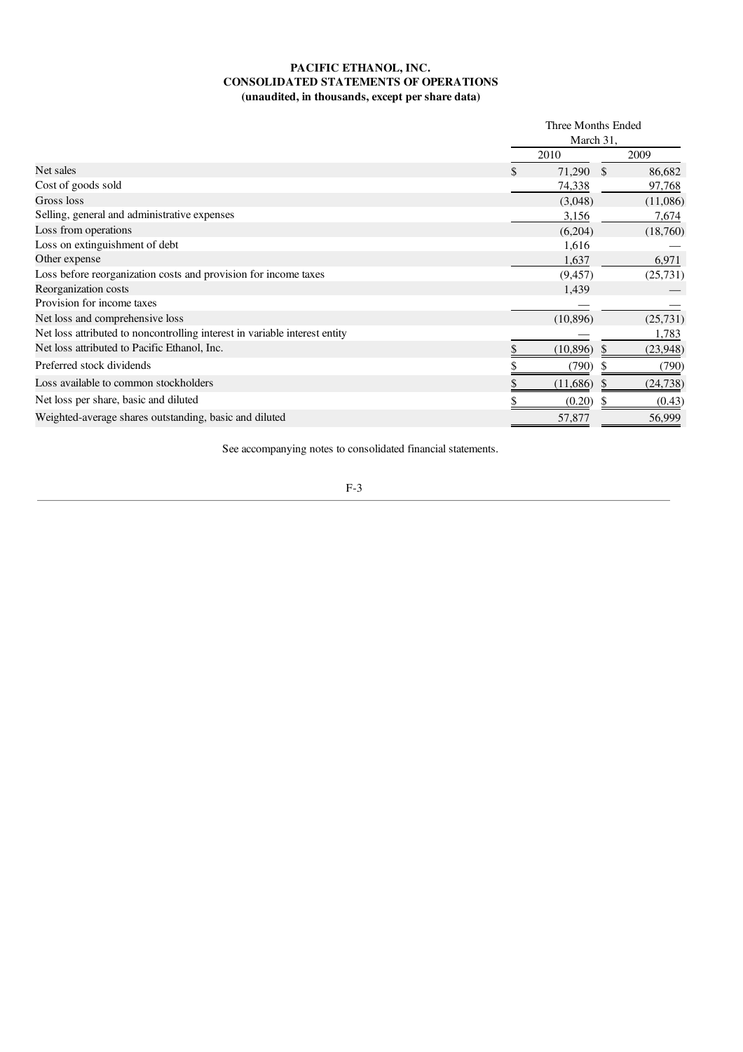**PACIFIC ETHANOL, INC.**
**CONSOLIDATED STATEMENTS OF OPERATIONS**
**(unaudited, in thousands, except per share data)**

| | Three Months Ended March 31, | |
|---|---|---|
| | 2010 | 2009 |
| Net sales | $ 71,290 | $ 86,682 |
| Cost of goods sold | 74,338 | 97,768 |
| Gross loss | (3,048) | (11,086) |
| Selling, general and administrative expenses | 3,156 | 7,674 |
| Loss from operations | (6,204) | (18,760) |
| Loss on extinguishment of debt | 1,616 | — |
| Other expense | 1,637 | 6,971 |
| Loss before reorganization costs and provision for income taxes | (9,457) | (25,731) |
| Reorganization costs | 1,439 | — |
| Provision for income taxes | — | — |
| Net loss and comprehensive loss | (10,896) | (25,731) |
| Net loss attributed to noncontrolling interest in variable interest entity | — | 1,783 |
| Net loss attributed to Pacific Ethanol, Inc. | $ (10,896) | $ (23,948) |
| Preferred stock dividends | $ (790) | $ (790) |
| Loss available to common stockholders | $ (11,686) | $ (24,738) |
| Net loss per share, basic and diluted | $ (0.20) | $ (0.43) |
| Weighted-average shares outstanding, basic and diluted | 57,877 | 56,999 |

See accompanying notes to consolidated financial statements.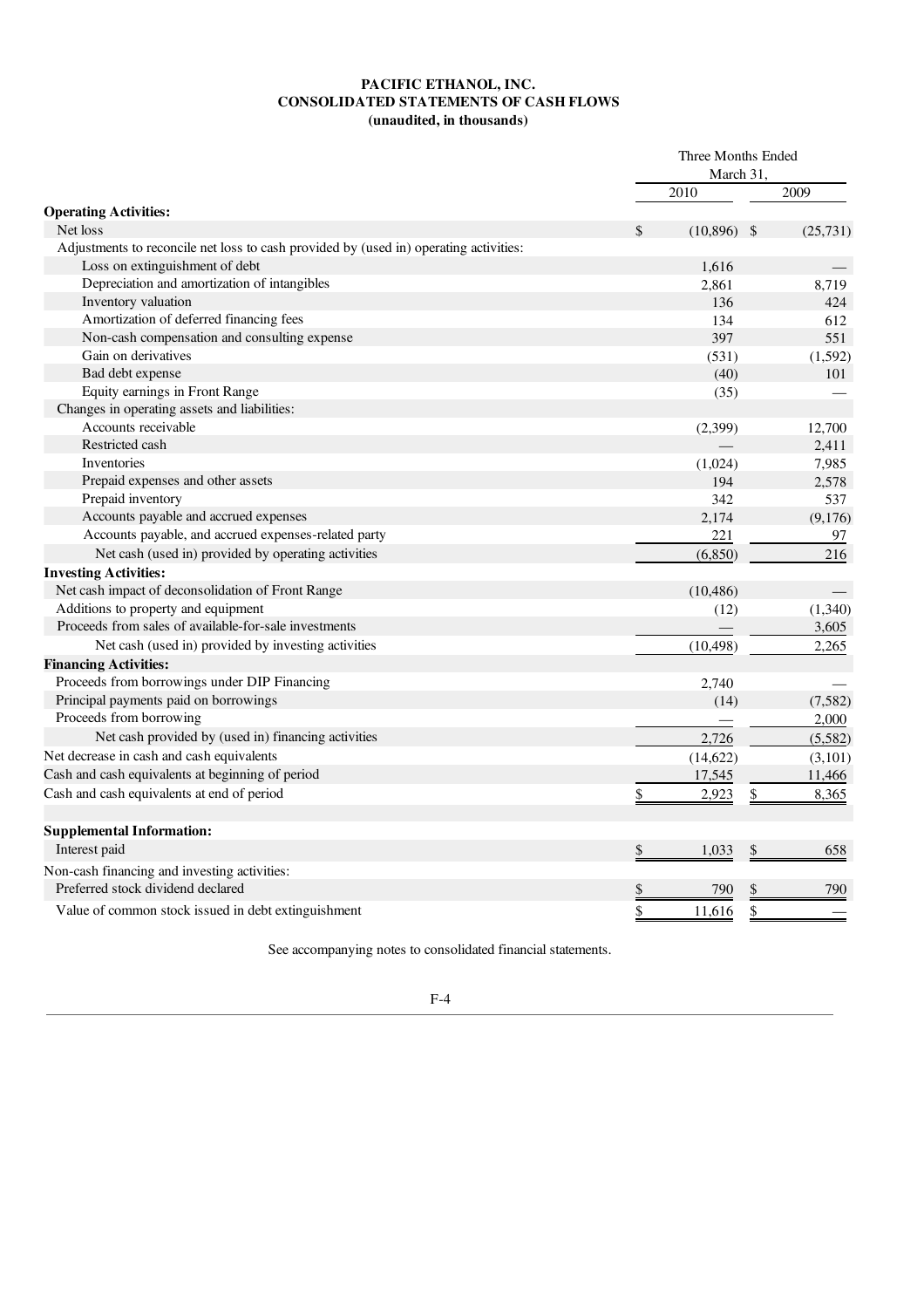**PACIFIC ETHANOL, INC.**
**CONSOLIDATED STATEMENTS OF CASH FLOWS**
**(unaudited, in thousands)**

| | Three Months Ended March 31, | |
|---|---|---|
| | 2010 | 2009 |
| **Operating Activities:** | | |
| Net loss | $ (10,896) | $ (25,731) |
| Adjustments to reconcile net loss to cash provided by (used in) operating activities: | | |
| Loss on extinguishment of debt | 1,616 | — |
| Depreciation and amortization of intangibles | 2,861 | 8,719 |
| Inventory valuation | 136 | 424 |
| Amortization of deferred financing fees | 134 | 612 |
| Non-cash compensation and consulting expense | 397 | 551 |
| Gain on derivatives | (531) | (1,592) |
| Bad debt expense | (40) | 101 |
| Equity earnings in Front Range | (35) | — |
| Changes in operating assets and liabilities: | | |
| Accounts receivable | (2,399) | 12,700 |
| Restricted cash | — | 2,411 |
| Inventories | (1,024) | 7,985 |
| Prepaid expenses and other assets | 194 | 2,578 |
| Prepaid inventory | 342 | 537 |
| Accounts payable and accrued expenses | 2,174 | (9,176) |
| Accounts payable, and accrued expenses-related party | 221 | 97 |
| Net cash (used in) provided by operating activities | (6,850) | 216 |
| **Investing Activities:** | | |
| Net cash impact of deconsolidation of Front Range | (10,486) | — |
| Additions to property and equipment | (12) | (1,340) |
| Proceeds from sales of available-for-sale investments | — | 3,605 |
| Net cash (used in) provided by investing activities | (10,498) | 2,265 |
| **Financing Activities:** | | |
| Proceeds from borrowings under DIP Financing | 2,740 | — |
| Principal payments paid on borrowings | (14) | (7,582) |
| Proceeds from borrowing | — | 2,000 |
| Net cash provided by (used in) financing activities | 2,726 | (5,582) |
| Net decrease in cash and cash equivalents | (14,622) | (3,101) |
| Cash and cash equivalents at beginning of period | 17,545 | 11,466 |
| Cash and cash equivalents at end of period | $ 2,923 | $ 8,365 |
| | | |
| **Supplemental Information:** | | |
| Interest paid | $ 1,033 | $ 658 |
| Non-cash financing and investing activities: | | |
| Preferred stock dividend declared | $ 790 | $ 790 |
| Value of common stock issued in debt extinguishment | $ 11,616 | $ — |

See accompanying notes to consolidated financial statements.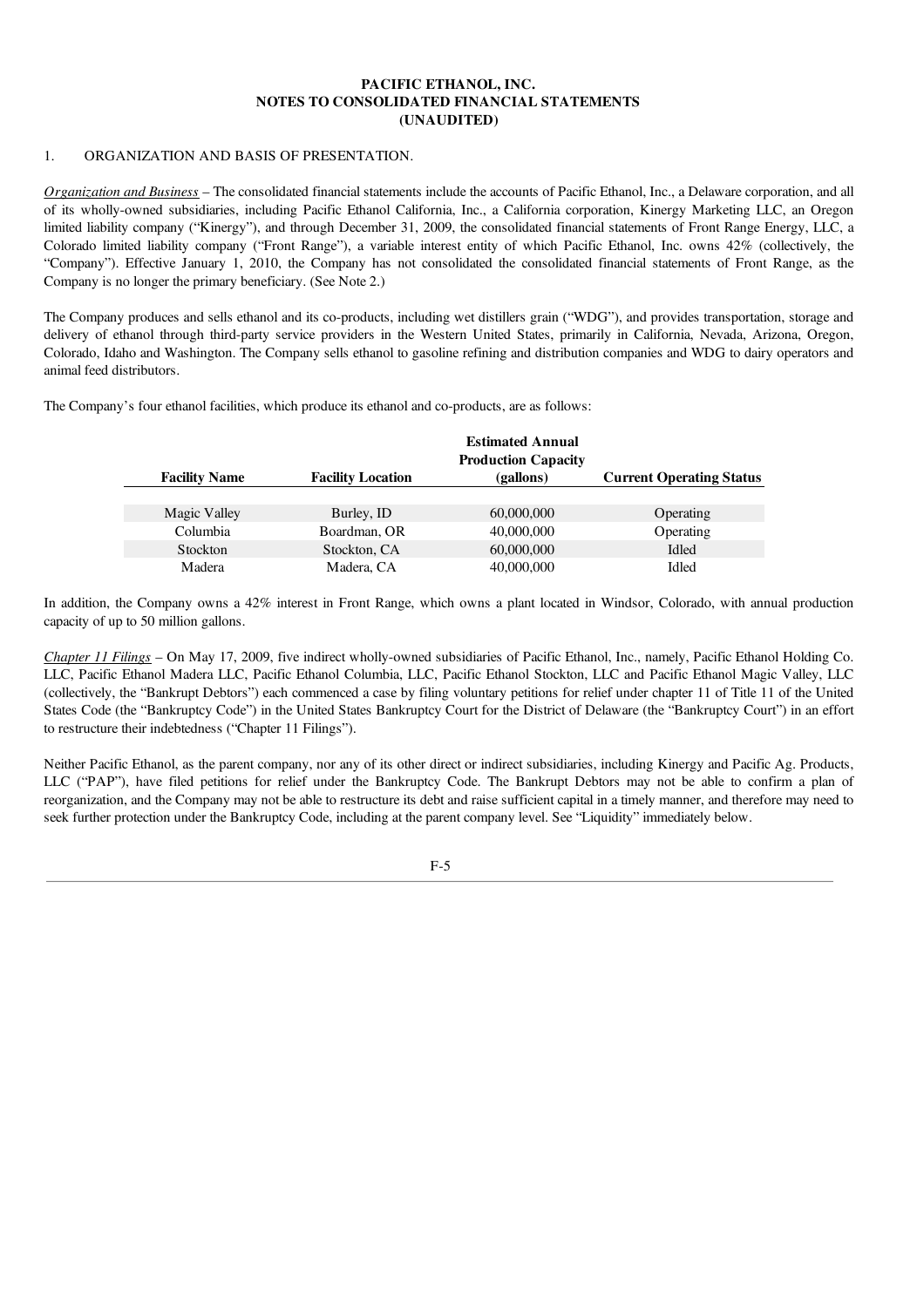**PACIFIC ETHANOL, INC.**
**NOTES TO CONSOLIDATED FINANCIAL STATEMENTS**
**(UNAUDITED)**

1. ORGANIZATION AND BASIS OF PRESENTATION.

*Organization and Business* – The consolidated financial statements include the accounts of Pacific Ethanol, Inc., a Delaware corporation, and all of its wholly-owned subsidiaries, including Pacific Ethanol California, Inc., a California corporation, Kinergy Marketing LLC, an Oregon limited liability company ("Kinergy"), and through December 31, 2009, the consolidated financial statements of Front Range Energy, LLC, a Colorado limited liability company ("Front Range"), a variable interest entity of which Pacific Ethanol, Inc. owns 42% (collectively, the "Company"). Effective January 1, 2010, the Company has not consolidated the consolidated financial statements of Front Range, as the Company is no longer the primary beneficiary. (See Note 2.)

The Company produces and sells ethanol and its co-products, including wet distillers grain ("WDG"), and provides transportation, storage and delivery of ethanol through third-party service providers in the Western United States, primarily in California, Nevada, Arizona, Oregon, Colorado, Idaho and Washington. The Company sells ethanol to gasoline refining and distribution companies and WDG to dairy operators and animal feed distributors.

The Company's four ethanol facilities, which produce its ethanol and co-products, are as follows:

| Facility Name | Facility Location | Estimated Annual Production Capacity (gallons) | Current Operating Status |
|---|---|---|---|
| Magic Valley | Burley, ID | 60,000,000 | Operating |
| Columbia | Boardman, OR | 40,000,000 | Operating |
| Stockton | Stockton, CA | 60,000,000 | Idled |
| Madera | Madera, CA | 40,000,000 | Idled |

In addition, the Company owns a 42% interest in Front Range, which owns a plant located in Windsor, Colorado, with annual production capacity of up to 50 million gallons.

*Chapter 11 Filings* – On May 17, 2009, five indirect wholly-owned subsidiaries of Pacific Ethanol, Inc., namely, Pacific Ethanol Holding Co. LLC, Pacific Ethanol Madera LLC, Pacific Ethanol Columbia, LLC, Pacific Ethanol Stockton, LLC and Pacific Ethanol Magic Valley, LLC (collectively, the "Bankrupt Debtors") each commenced a case by filing voluntary petitions for relief under chapter 11 of Title 11 of the United States Code (the "Bankruptcy Code") in the United States Bankruptcy Court for the District of Delaware (the "Bankruptcy Court") in an effort to restructure their indebtedness ("Chapter 11 Filings").

Neither Pacific Ethanol, as the parent company, nor any of its other direct or indirect subsidiaries, including Kinergy and Pacific Ag. Products, LLC ("PAP"), have filed petitions for relief under the Bankruptcy Code. The Bankrupt Debtors may not be able to confirm a plan of reorganization, and the Company may not be able to restructure its debt and raise sufficient capital in a timely manner, and therefore may need to seek further protection under the Bankruptcy Code, including at the parent company level. See "Liquidity" immediately below.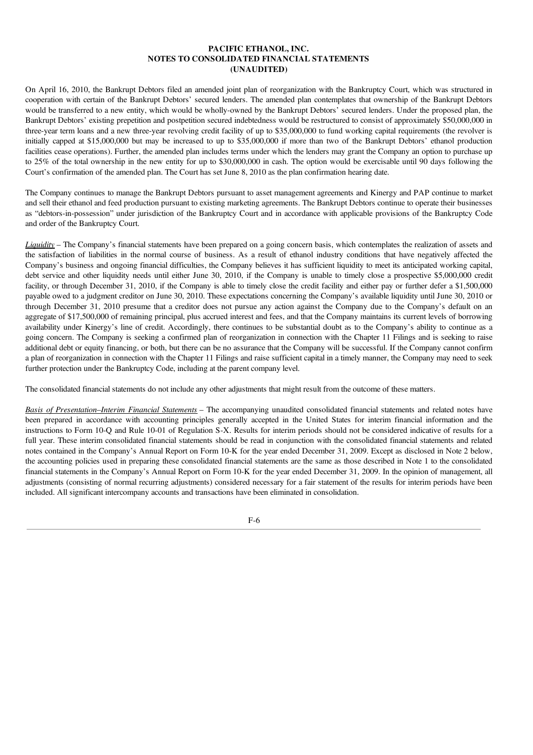On April 16, 2010, the Bankrupt Debtors filed an amended joint plan of reorganization with the Bankruptcy Court, which was structured in cooperation with certain of the Bankrupt Debtors' secured lenders. The amended plan contemplates that ownership of the Bankrupt Debtors would be transferred to a new entity, which would be wholly-owned by the Bankrupt Debtors' secured lenders. Under the proposed plan, the Bankrupt Debtors' existing prepetition and postpetition secured indebtedness would be restructured to consist of approximately $50,000,000 in three-year term loans and a new three-year revolving credit facility of up to $35,000,000 to fund working capital requirements (the revolver is initially capped at $15,000,000 but may be increased to up to $35,000,000 if more than two of the Bankrupt Debtors' ethanol production facilities cease operations). Further, the amended plan includes terms under which the lenders may grant the Company an option to purchase up to 25% of the total ownership in the new entity for up to $30,000,000 in cash. The option would be exercisable until 90 days following the Court's confirmation of the amended plan. The Court has set June 8, 2010 as the plan confirmation hearing date.

The Company continues to manage the Bankrupt Debtors pursuant to asset management agreements and Kinergy and PAP continue to market and sell their ethanol and feed production pursuant to existing marketing agreements. The Bankrupt Debtors continue to operate their businesses as "debtors-in-possession" under jurisdiction of the Bankruptcy Court and in accordance with applicable provisions of the Bankruptcy Code and order of the Bankruptcy Court.

*Liquidity* – The Company's financial statements have been prepared on a going concern basis, which contemplates the realization of assets and the satisfaction of liabilities in the normal course of business. As a result of ethanol industry conditions that have negatively affected the Company's business and ongoing financial difficulties, the Company believes it has sufficient liquidity to meet its anticipated working capital, debt service and other liquidity needs until either June 30, 2010, if the Company is unable to timely close a prospective $5,000,000 credit facility, or through December 31, 2010, if the Company is able to timely close the credit facility and either pay or further defer a $1,500,000 payable owed to a judgment creditor on June 30, 2010. These expectations concerning the Company's available liquidity until June 30, 2010 or through December 31, 2010 presume that a creditor does not pursue any action against the Company due to the Company's default on an aggregate of $17,500,000 of remaining principal, plus accrued interest and fees, and that the Company maintains its current levels of borrowing availability under Kinergy's line of credit. Accordingly, there continues to be substantial doubt as to the Company's ability to continue as a going concern. The Company is seeking a confirmed plan of reorganization in connection with the Chapter 11 Filings and is seeking to raise additional debt or equity financing, or both, but there can be no assurance that the Company will be successful. If the Company cannot confirm a plan of reorganization in connection with the Chapter 11 Filings and raise sufficient capital in a timely manner, the Company may need to seek further protection under the Bankruptcy Code, including at the parent company level.

The consolidated financial statements do not include any other adjustments that might result from the outcome of these matters.

*Basis of Presentation–Interim Financial Statements* – The accompanying unaudited consolidated financial statements and related notes have been prepared in accordance with accounting principles generally accepted in the United States for interim financial information and the instructions to Form 10-Q and Rule 10-01 of Regulation S-X. Results for interim periods should not be considered indicative of results for a full year. These interim consolidated financial statements should be read in conjunction with the consolidated financial statements and related notes contained in the Company's Annual Report on Form 10-K for the year ended December 31, 2009. Except as disclosed in Note 2 below, the accounting policies used in preparing these consolidated financial statements are the same as those described in Note 1 to the consolidated financial statements in the Company's Annual Report on Form 10-K for the year ended December 31, 2009. In the opinion of management, all adjustments (consisting of normal recurring adjustments) considered necessary for a fair statement of the results for interim periods have been included. All significant intercompany accounts and transactions have been eliminated in consolidation.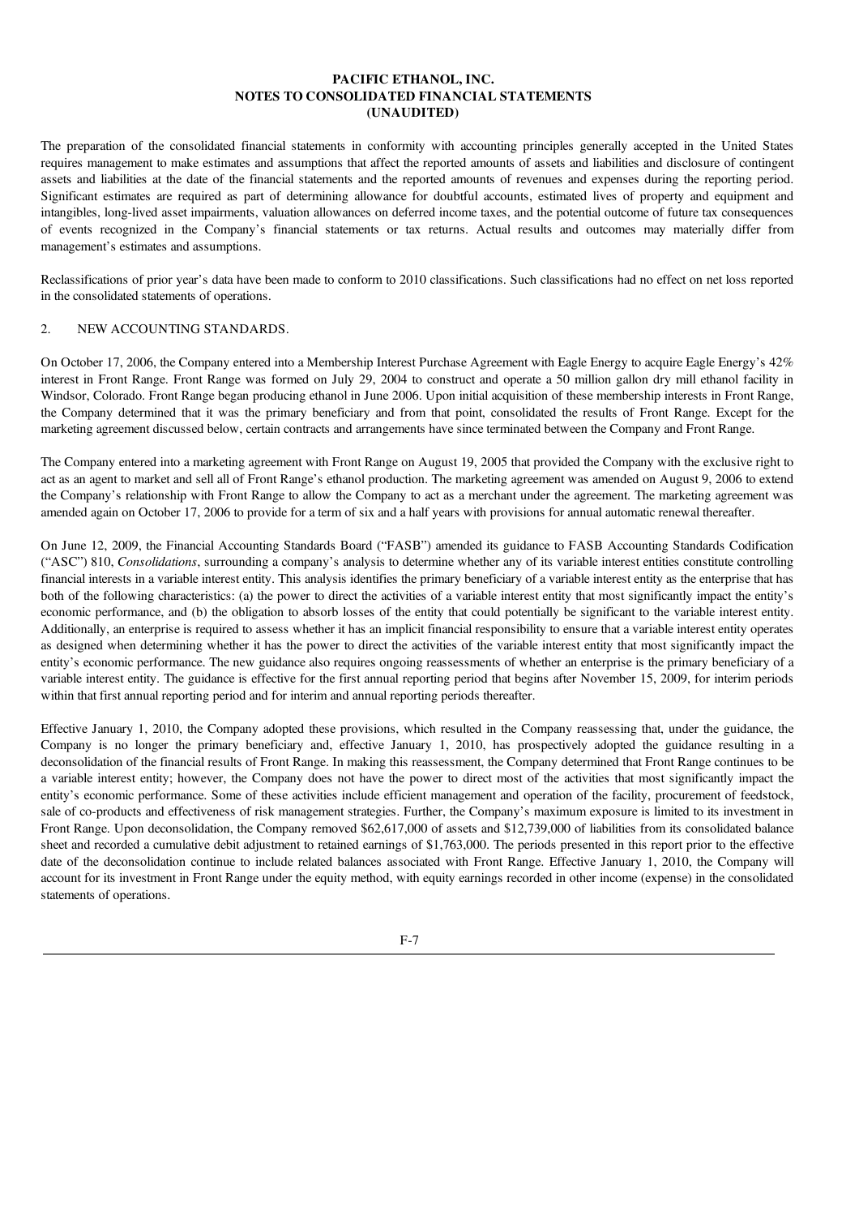The preparation of the consolidated financial statements in conformity with accounting principles generally accepted in the United States requires management to make estimates and assumptions that affect the reported amounts of assets and liabilities and disclosure of contingent assets and liabilities at the date of the financial statements and the reported amounts of revenues and expenses during the reporting period. Significant estimates are required as part of determining allowance for doubtful accounts, estimated lives of property and equipment and intangibles, long-lived asset impairments, valuation allowances on deferred income taxes, and the potential outcome of future tax consequences of events recognized in the Company's financial statements or tax returns. Actual results and outcomes may materially differ from management's estimates and assumptions.

Reclassifications of prior year's data have been made to conform to 2010 classifications. Such classifications had no effect on net loss reported in the consolidated statements of operations.

2. NEW ACCOUNTING STANDARDS.

On October 17, 2006, the Company entered into a Membership Interest Purchase Agreement with Eagle Energy to acquire Eagle Energy's 42% interest in Front Range. Front Range was formed on July 29, 2004 to construct and operate a 50 million gallon dry mill ethanol facility in Windsor, Colorado. Front Range began producing ethanol in June 2006. Upon initial acquisition of these membership interests in Front Range, the Company determined that it was the primary beneficiary and from that point, consolidated the results of Front Range. Except for the marketing agreement discussed below, certain contracts and arrangements have since terminated between the Company and Front Range.

The Company entered into a marketing agreement with Front Range on August 19, 2005 that provided the Company with the exclusive right to act as an agent to market and sell all of Front Range's ethanol production. The marketing agreement was amended on August 9, 2006 to extend the Company's relationship with Front Range to allow the Company to act as a merchant under the agreement. The marketing agreement was amended again on October 17, 2006 to provide for a term of six and a half years with provisions for annual automatic renewal thereafter.

On June 12, 2009, the Financial Accounting Standards Board ("FASB") amended its guidance to FASB Accounting Standards Codification ("ASC") 810, *Consolidations*, surrounding a company's analysis to determine whether any of its variable interest entities constitute controlling financial interests in a variable interest entity. This analysis identifies the primary beneficiary of a variable interest entity as the enterprise that has both of the following characteristics: (a) the power to direct the activities of a variable interest entity that most significantly impact the entity's economic performance, and (b) the obligation to absorb losses of the entity that could potentially be significant to the variable interest entity. Additionally, an enterprise is required to assess whether it has an implicit financial responsibility to ensure that a variable interest entity operates as designed when determining whether it has the power to direct the activities of the variable interest entity that most significantly impact the entity's economic performance. The new guidance also requires ongoing reassessments of whether an enterprise is the primary beneficiary of a variable interest entity. The guidance is effective for the first annual reporting period that begins after November 15, 2009, for interim periods within that first annual reporting period and for interim and annual reporting periods thereafter.

Effective January 1, 2010, the Company adopted these provisions, which resulted in the Company reassessing that, under the guidance, the Company is no longer the primary beneficiary and, effective January 1, 2010, has prospectively adopted the guidance resulting in a deconsolidation of the financial results of Front Range. In making this reassessment, the Company determined that Front Range continues to be a variable interest entity; however, the Company does not have the power to direct most of the activities that most significantly impact the entity's economic performance. Some of these activities include efficient management and operation of the facility, procurement of feedstock, sale of co-products and effectiveness of risk management strategies. Further, the Company's maximum exposure is limited to its investment in Front Range. Upon deconsolidation, the Company removed $62,617,000 of assets and $12,739,000 of liabilities from its consolidated balance sheet and recorded a cumulative debit adjustment to retained earnings of $1,763,000. The periods presented in this report prior to the effective date of the deconsolidation continue to include related balances associated with Front Range. Effective January 1, 2010, the Company will account for its investment in Front Range under the equity method, with equity earnings recorded in other income (expense) in the consolidated statements of operations.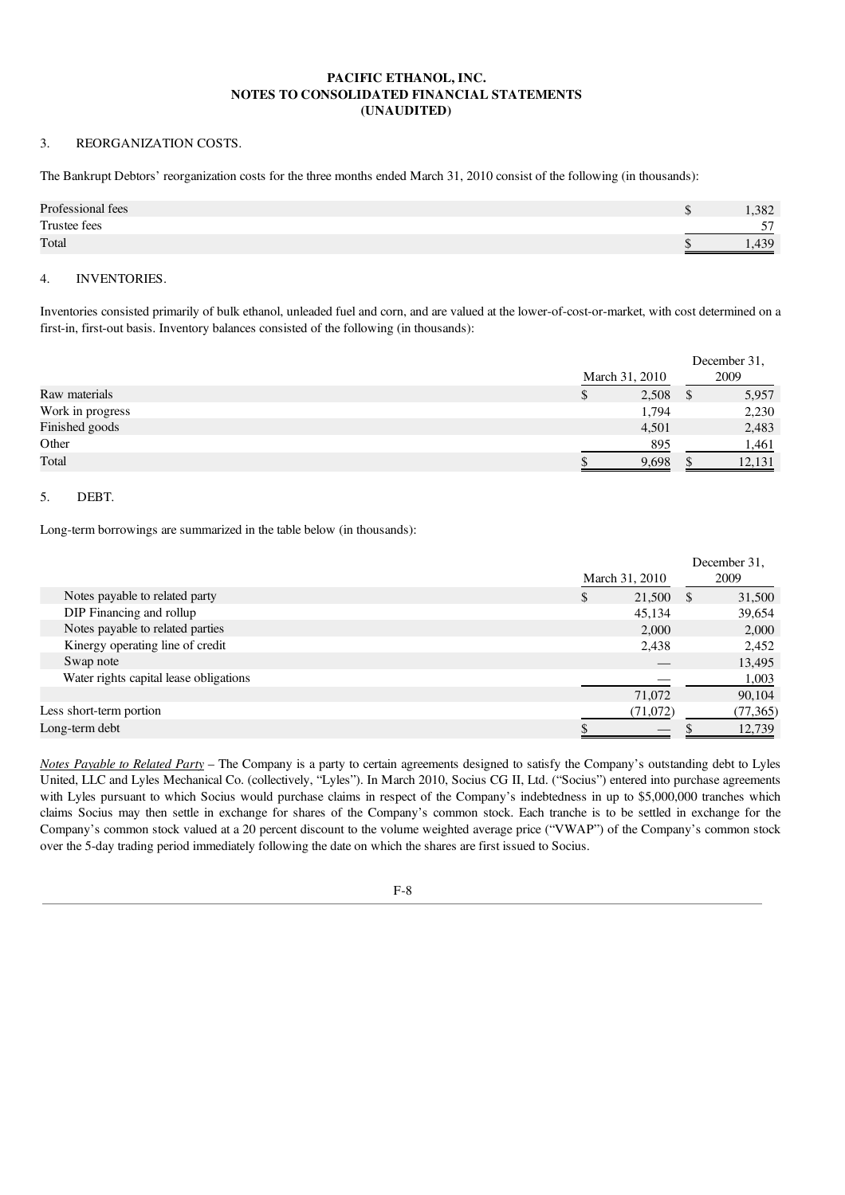**PACIFIC ETHANOL, INC.**
**NOTES TO CONSOLIDATED FINANCIAL STATEMENTS**
**(UNAUDITED)**

3. REORGANIZATION COSTS.

The Bankrupt Debtors' reorganization costs for the three months ended March 31, 2010 consist of the following (in thousands):

| | |
|---|---|
| Professional fees | $ 1,382 |
| Trustee fees | 57 |
| Total | $ 1,439 |

4. INVENTORIES.

Inventories consisted primarily of bulk ethanol, unleaded fuel and corn, and are valued at the lower-of-cost-or-market, with cost determined on a first-in, first-out basis. Inventory balances consisted of the following (in thousands):

| | March 31, 2010 | December 31, 2009 |
|---|---|---|
| Raw materials | $ 2,508 | $ 5,957 |
| Work in progress | 1,794 | 2,230 |
| Finished goods | 4,501 | 2,483 |
| Other | 895 | 1,461 |
| Total | $ 9,698 | $ 12,131 |

5. DEBT.

Long-term borrowings are summarized in the table below (in thousands):

| | March 31, 2010 | December 31, 2009 |
|---|---|---|
| Notes payable to related party | $ 21,500 | $ 31,500 |
| DIP Financing and rollup | 45,134 | 39,654 |
| Notes payable to related parties | 2,000 | 2,000 |
| Kinergy operating line of credit | 2,438 | 2,452 |
| Swap note | — | 13,495 |
| Water rights capital lease obligations | — | 1,003 |
| | 71,072 | 90,104 |
| Less short-term portion | (71,072) | (77,365) |
| Long-term debt | $ — | $ 12,739 |

*Notes Payable to Related Party* – The Company is a party to certain agreements designed to satisfy the Company's outstanding debt to Lyles United, LLC and Lyles Mechanical Co. (collectively, "Lyles"). In March 2010, Socius CG II, Ltd. ("Socius") entered into purchase agreements with Lyles pursuant to which Socius would purchase claims in respect of the Company's indebtedness in up to $5,000,000 tranches which claims Socius may then settle in exchange for shares of the Company's common stock. Each tranche is to be settled in exchange for the Company's common stock valued at a 20 percent discount to the volume weighted average price ("VWAP") of the Company's common stock over the 5-day trading period immediately following the date on which the shares are first issued to Socius.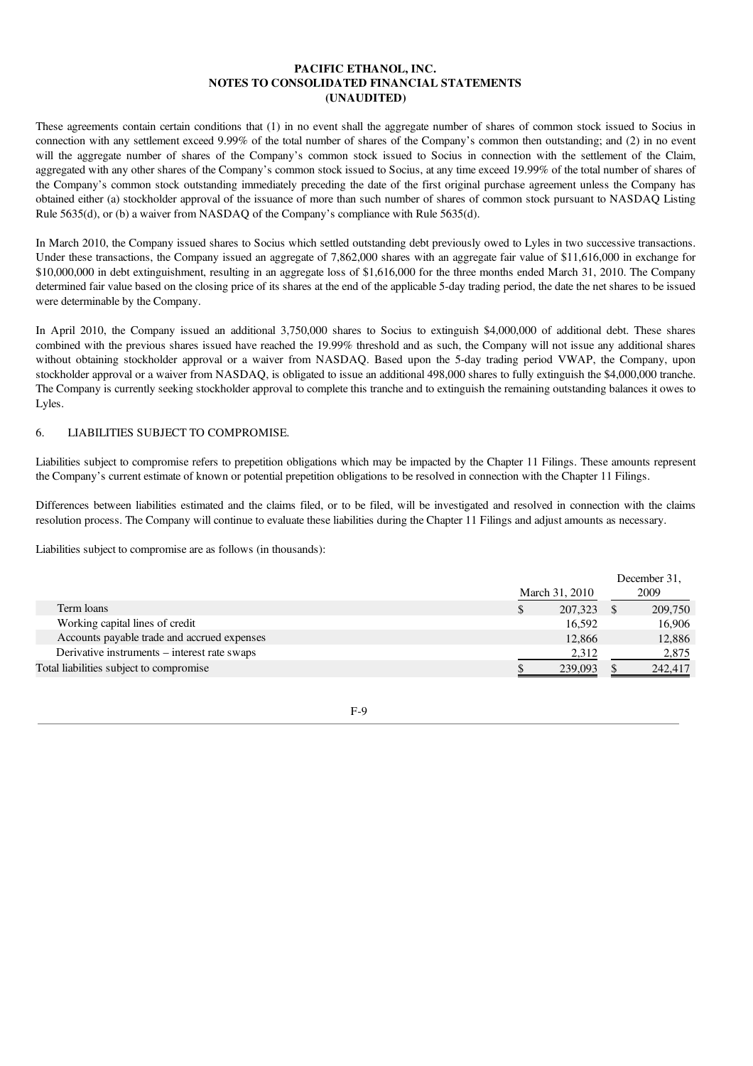**PACIFIC ETHANOL, INC.**
**NOTES TO CONSOLIDATED FINANCIAL STATEMENTS**
**(UNAUDITED)**

These agreements contain certain conditions that (1) in no event shall the aggregate number of shares of common stock issued to Socius in connection with any settlement exceed 9.99% of the total number of shares of the Company's common then outstanding; and (2) in no event will the aggregate number of shares of the Company's common stock issued to Socius in connection with the settlement of the Claim, aggregated with any other shares of the Company's common stock issued to Socius, at any time exceed 19.99% of the total number of shares of the Company's common stock outstanding immediately preceding the date of the first original purchase agreement unless the Company has obtained either (a) stockholder approval of the issuance of more than such number of shares of common stock pursuant to NASDAQ Listing Rule 5635(d), or (b) a waiver from NASDAQ of the Company's compliance with Rule 5635(d).

In March 2010, the Company issued shares to Socius which settled outstanding debt previously owed to Lyles in two successive transactions. Under these transactions, the Company issued an aggregate of 7,862,000 shares with an aggregate fair value of $11,616,000 in exchange for $10,000,000 in debt extinguishment, resulting in an aggregate loss of $1,616,000 for the three months ended March 31, 2010. The Company determined fair value based on the closing price of its shares at the end of the applicable 5-day trading period, the date the net shares to be issued were determinable by the Company.

In April 2010, the Company issued an additional 3,750,000 shares to Socius to extinguish $4,000,000 of additional debt. These shares combined with the previous shares issued have reached the 19.99% threshold and as such, the Company will not issue any additional shares without obtaining stockholder approval or a waiver from NASDAQ. Based upon the 5-day trading period VWAP, the Company, upon stockholder approval or a waiver from NASDAQ, is obligated to issue an additional 498,000 shares to fully extinguish the $4,000,000 tranche. The Company is currently seeking stockholder approval to complete this tranche and to extinguish the remaining outstanding balances it owes to Lyles.

6. LIABILITIES SUBJECT TO COMPROMISE.

Liabilities subject to compromise refers to prepetition obligations which may be impacted by the Chapter 11 Filings. These amounts represent the Company's current estimate of known or potential prepetition obligations to be resolved in connection with the Chapter 11 Filings.

Differences between liabilities estimated and the claims filed, or to be filed, will be investigated and resolved in connection with the claims resolution process. The Company will continue to evaluate these liabilities during the Chapter 11 Filings and adjust amounts as necessary.

Liabilities subject to compromise are as follows (in thousands):

| | March 31, 2010 | December 31, 2009 |
|---|---|---|
| Term loans | $ 207,323 | $ 209,750 |
| Working capital lines of credit | 16,592 | 16,906 |
| Accounts payable trade and accrued expenses | 12,866 | 12,886 |
| Derivative instruments – interest rate swaps | 2,312 | 2,875 |
| Total liabilities subject to compromise | $ 239,093 | $ 242,417 |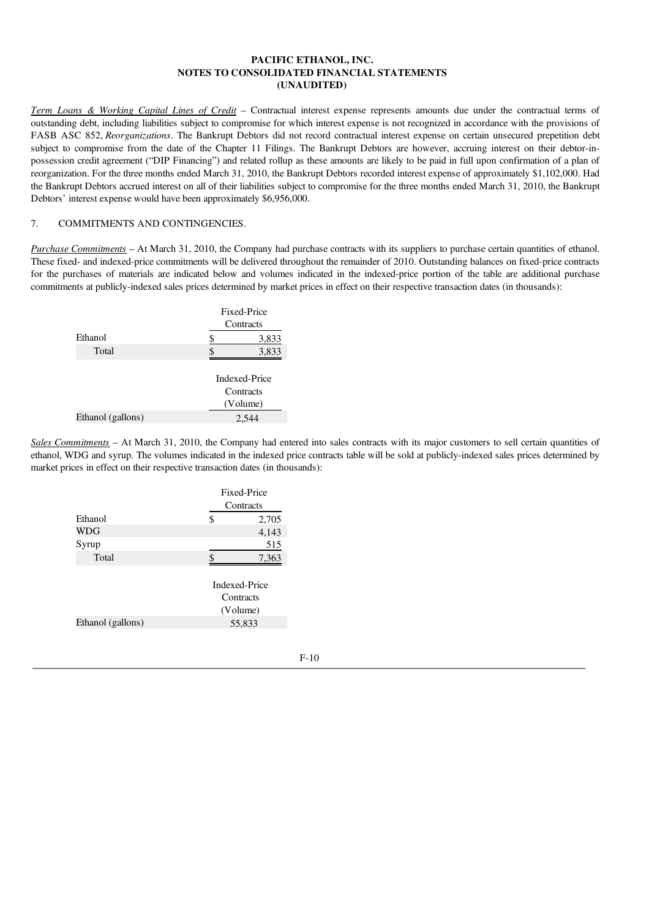*Term Loans & Working Capital Lines of Credit* – Contractual interest expense represents amounts due under the contractual terms of outstanding debt, including liabilities subject to compromise for which interest expense is not recognized in accordance with the provisions of FASB ASC 852, *Reorganizations*. The Bankrupt Debtors did not record contractual interest expense on certain unsecured prepetition debt subject to compromise from the date of the Chapter 11 Filings. The Bankrupt Debtors are however, accruing interest on their debtor-in-possession credit agreement ("DIP Financing") and related rollup as these amounts are likely to be paid in full upon confirmation of a plan of reorganization. For the three months ended March 31, 2010, the Bankrupt Debtors recorded interest expense of approximately $1,102,000. Had the Bankrupt Debtors accrued interest on all of their liabilities subject to compromise for the three months ended March 31, 2010, the Bankrupt Debtors' interest expense would have been approximately $6,956,000.

7. COMMITMENTS AND CONTINGENCIES.

*Purchase Commitments* – At March 31, 2010, the Company had purchase contracts with its suppliers to purchase certain quantities of ethanol. These fixed- and indexed-price commitments will be delivered throughout the remainder of 2010. Outstanding balances on fixed-price contracts for the purchases of materials are indicated below and volumes indicated in the indexed-price portion of the table are additional purchase commitments at publicly-indexed sales prices determined by market prices in effect on their respective transaction dates (in thousands):

| | Fixed-Price Contracts |
|---|---|
| Ethanol | $ 3,833 |
| Total | $ 3,833 |

| | Indexed-Price Contracts (Volume) |
|---|---|
| Ethanol (gallons) | 2,544 |

*Sales Commitments* – At March 31, 2010, the Company had entered into sales contracts with its major customers to sell certain quantities of ethanol, WDG and syrup. The volumes indicated in the indexed price contracts table will be sold at publicly-indexed sales prices determined by market prices in effect on their respective transaction dates (in thousands):

| | Fixed-Price Contracts |
|---|---|
| Ethanol | $ 2,705 |
| WDG | 4,143 |
| Syrup | 515 |
| Total | $ 7,363 |

| | Indexed-Price Contracts (Volume) |
|---|---|
| Ethanol (gallons) | 55,833 |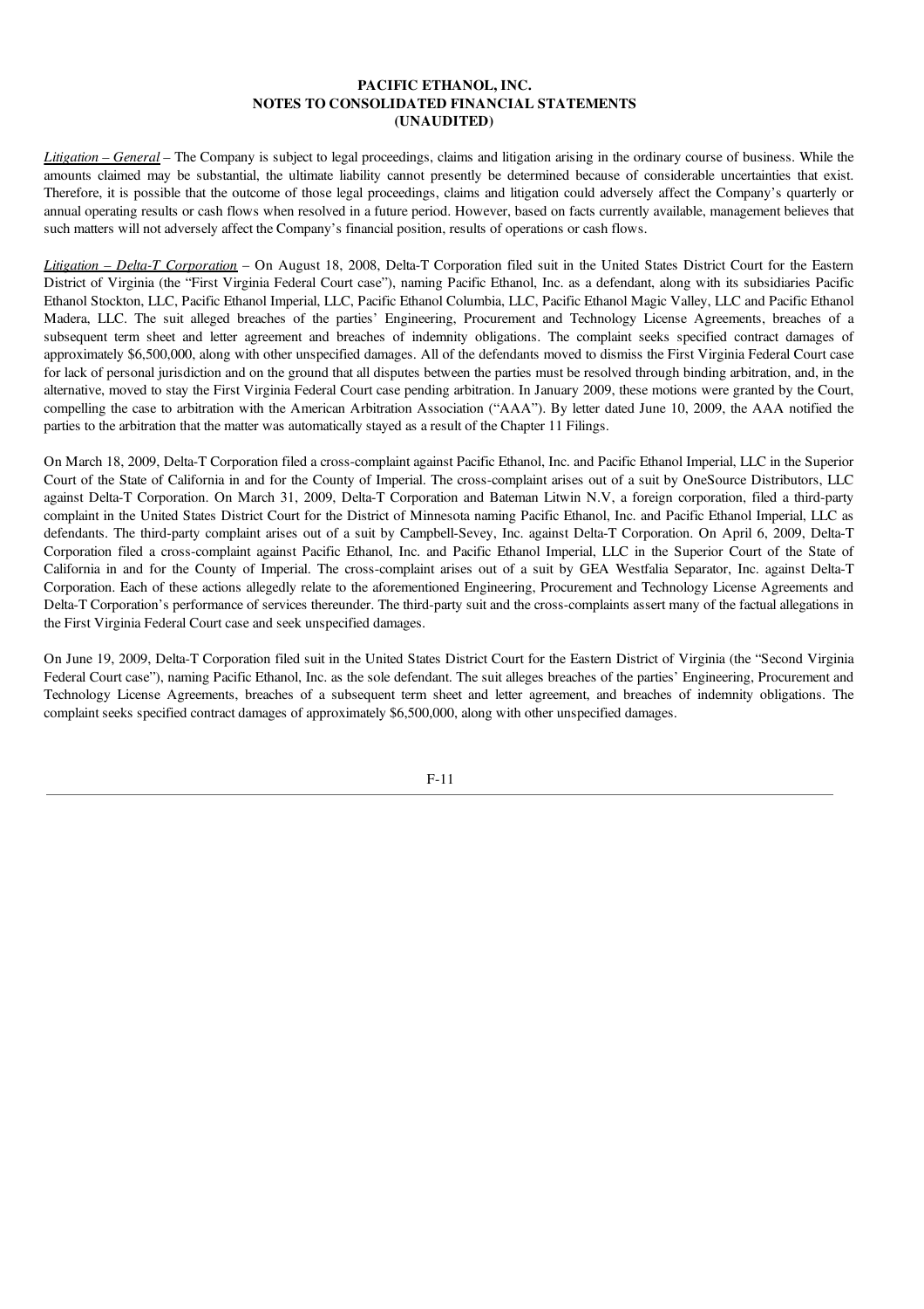**PACIFIC ETHANOL, INC.**
**NOTES TO CONSOLIDATED FINANCIAL STATEMENTS**
**(UNAUDITED)**

*Litigation – General* – The Company is subject to legal proceedings, claims and litigation arising in the ordinary course of business. While the amounts claimed may be substantial, the ultimate liability cannot presently be determined because of considerable uncertainties that exist. Therefore, it is possible that the outcome of those legal proceedings, claims and litigation could adversely affect the Company's quarterly or annual operating results or cash flows when resolved in a future period. However, based on facts currently available, management believes that such matters will not adversely affect the Company's financial position, results of operations or cash flows.

*Litigation – Delta-T Corporation* – On August 18, 2008, Delta-T Corporation filed suit in the United States District Court for the Eastern District of Virginia (the "First Virginia Federal Court case"), naming Pacific Ethanol, Inc. as a defendant, along with its subsidiaries Pacific Ethanol Stockton, LLC, Pacific Ethanol Imperial, LLC, Pacific Ethanol Columbia, LLC, Pacific Ethanol Magic Valley, LLC and Pacific Ethanol Madera, LLC. The suit alleged breaches of the parties' Engineering, Procurement and Technology License Agreements, breaches of a subsequent term sheet and letter agreement and breaches of indemnity obligations. The complaint seeks specified contract damages of approximately $6,500,000, along with other unspecified damages. All of the defendants moved to dismiss the First Virginia Federal Court case for lack of personal jurisdiction and on the ground that all disputes between the parties must be resolved through binding arbitration, and, in the alternative, moved to stay the First Virginia Federal Court case pending arbitration. In January 2009, these motions were granted by the Court, compelling the case to arbitration with the American Arbitration Association ("AAA"). By letter dated June 10, 2009, the AAA notified the parties to the arbitration that the matter was automatically stayed as a result of the Chapter 11 Filings.

On March 18, 2009, Delta-T Corporation filed a cross-complaint against Pacific Ethanol, Inc. and Pacific Ethanol Imperial, LLC in the Superior Court of the State of California in and for the County of Imperial. The cross-complaint arises out of a suit by OneSource Distributors, LLC against Delta-T Corporation. On March 31, 2009, Delta-T Corporation and Bateman Litwin N.V, a foreign corporation, filed a third-party complaint in the United States District Court for the District of Minnesota naming Pacific Ethanol, Inc. and Pacific Ethanol Imperial, LLC as defendants. The third-party complaint arises out of a suit by Campbell-Sevey, Inc. against Delta-T Corporation. On April 6, 2009, Delta-T Corporation filed a cross-complaint against Pacific Ethanol, Inc. and Pacific Ethanol Imperial, LLC in the Superior Court of the State of California in and for the County of Imperial. The cross-complaint arises out of a suit by GEA Westfalia Separator, Inc. against Delta-T Corporation. Each of these actions allegedly relate to the aforementioned Engineering, Procurement and Technology License Agreements and Delta-T Corporation's performance of services thereunder. The third-party suit and the cross-complaints assert many of the factual allegations in the First Virginia Federal Court case and seek unspecified damages.

On June 19, 2009, Delta-T Corporation filed suit in the United States District Court for the Eastern District of Virginia (the "Second Virginia Federal Court case"), naming Pacific Ethanol, Inc. as the sole defendant. The suit alleges breaches of the parties' Engineering, Procurement and Technology License Agreements, breaches of a subsequent term sheet and letter agreement, and breaches of indemnity obligations. The complaint seeks specified contract damages of approximately $6,500,000, along with other unspecified damages.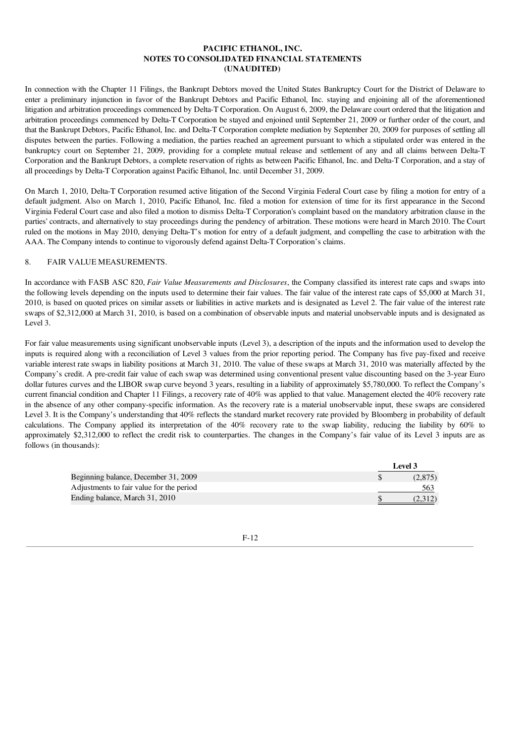In connection with the Chapter 11 Filings, the Bankrupt Debtors moved the United States Bankruptcy Court for the District of Delaware to enter a preliminary injunction in favor of the Bankrupt Debtors and Pacific Ethanol, Inc. staying and enjoining all of the aforementioned litigation and arbitration proceedings commenced by Delta-T Corporation. On August 6, 2009, the Delaware court ordered that the litigation and arbitration proceedings commenced by Delta-T Corporation be stayed and enjoined until September 21, 2009 or further order of the court, and that the Bankrupt Debtors, Pacific Ethanol, Inc. and Delta-T Corporation complete mediation by September 20, 2009 for purposes of settling all disputes between the parties. Following a mediation, the parties reached an agreement pursuant to which a stipulated order was entered in the bankruptcy court on September 21, 2009, providing for a complete mutual release and settlement of any and all claims between Delta-T Corporation and the Bankrupt Debtors, a complete reservation of rights as between Pacific Ethanol, Inc. and Delta-T Corporation, and a stay of all proceedings by Delta-T Corporation against Pacific Ethanol, Inc. until December 31, 2009.

On March 1, 2010, Delta-T Corporation resumed active litigation of the Second Virginia Federal Court case by filing a motion for entry of a default judgment. Also on March 1, 2010, Pacific Ethanol, Inc. filed a motion for extension of time for its first appearance in the Second Virginia Federal Court case and also filed a motion to dismiss Delta-T Corporation's complaint based on the mandatory arbitration clause in the parties' contracts, and alternatively to stay proceedings during the pendency of arbitration. These motions were heard in March 2010. The Court ruled on the motions in May 2010, denying Delta-T's motion for entry of a default judgment, and compelling the case to arbitration with the AAA. The Company intends to continue to vigorously defend against Delta-T Corporation's claims.

8. FAIR VALUE MEASUREMENTS.

In accordance with FASB ASC 820, *Fair Value Measurements and Disclosures*, the Company classified its interest rate caps and swaps into the following levels depending on the inputs used to determine their fair values. The fair value of the interest rate caps of $5,000 at March 31, 2010, is based on quoted prices on similar assets or liabilities in active markets and is designated as Level 2. The fair value of the interest rate swaps of $2,312,000 at March 31, 2010, is based on a combination of observable inputs and material unobservable inputs and is designated as Level 3.

For fair value measurements using significant unobservable inputs (Level 3), a description of the inputs and the information used to develop the inputs is required along with a reconciliation of Level 3 values from the prior reporting period. The Company has five pay-fixed and receive variable interest rate swaps in liability positions at March 31, 2010. The value of these swaps at March 31, 2010 was materially affected by the Company's credit. A pre-credit fair value of each swap was determined using conventional present value discounting based on the 3-year Euro dollar futures curves and the LIBOR swap curve beyond 3 years, resulting in a liability of approximately $5,780,000. To reflect the Company's current financial condition and Chapter 11 Filings, a recovery rate of 40% was applied to that value. Management elected the 40% recovery rate in the absence of any other company-specific information. As the recovery rate is a material unobservable input, these swaps are considered Level 3. It is the Company's understanding that 40% reflects the standard market recovery rate provided by Bloomberg in probability of default calculations. The Company applied its interpretation of the 40% recovery rate to the swap liability, reducing the liability by 60% to approximately $2,312,000 to reflect the credit risk to counterparties. The changes in the Company's fair value of its Level 3 inputs are as follows (in thousands):

| | Level 3 |
|---|---|
| Beginning balance, December 31, 2009 | $ (2,875) |
| Adjustments to fair value for the period | 563 |
| Ending balance, March 31, 2010 | $ (2,312) |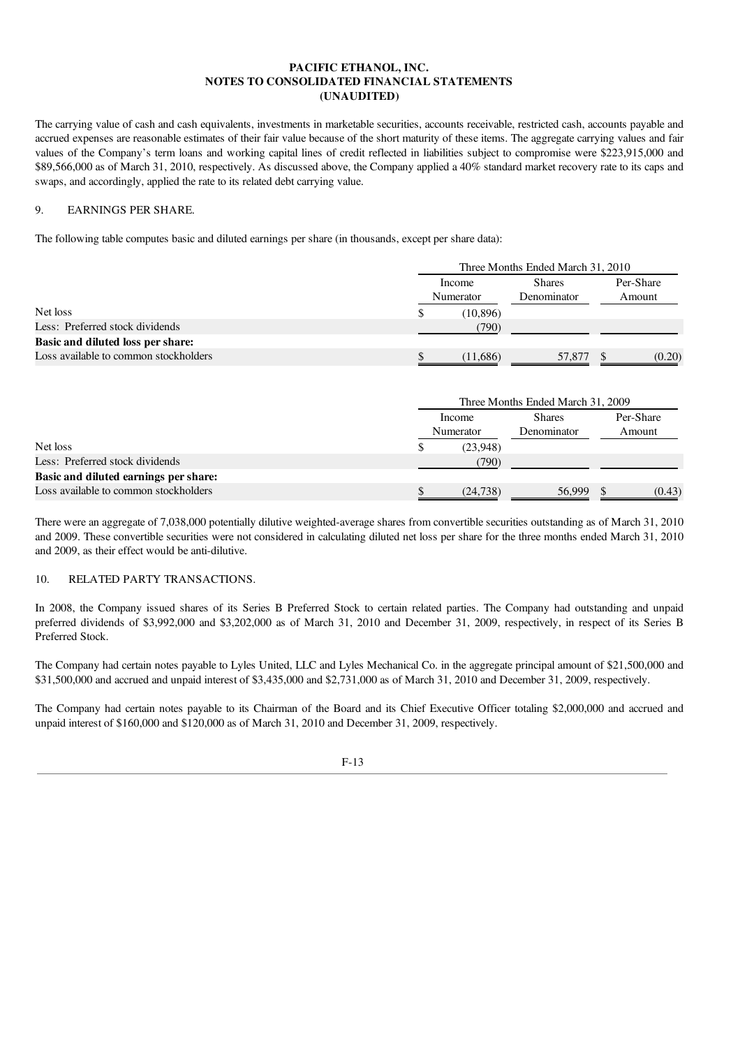PACIFIC ETHANOL, INC.
NOTES TO CONSOLIDATED FINANCIAL STATEMENTS
(UNAUDITED)

The carrying value of cash and cash equivalents, investments in marketable securities, accounts receivable, restricted cash, accounts payable and accrued expenses are reasonable estimates of their fair value because of the short maturity of these items. The aggregate carrying values and fair values of the Company's term loans and working capital lines of credit reflected in liabilities subject to compromise were $223,915,000 and $89,566,000 as of March 31, 2010, respectively. As discussed above, the Company applied a 40% standard market recovery rate to its caps and swaps, and accordingly, applied the rate to its related debt carrying value.

## 9. EARNINGS PER SHARE.

The following table computes basic and diluted earnings per share (in thousands, except per share data):

| | Three Months Ended March 31, 2010 | | |
|---|---|---|---|
| | Income Numerator | Shares Denominator | Per-Share Amount |
| Net loss | $ (10,896) | | |
| Less: Preferred stock dividends | (790) | | |
| **Basic and diluted loss per share:** | | | |
| Loss available to common stockholders | $ (11,686) | 57,877 | $ (0.20) |

| | Three Months Ended March 31, 2009 | | |
|---|---|---|---|
| | Income Numerator | Shares Denominator | Per-Share Amount |
| Net loss | $ (23,948) | | |
| Less: Preferred stock dividends | (790) | | |
| **Basic and diluted earnings per share:** | | | |
| Loss available to common stockholders | $ (24,738) | 56,999 | $ (0.43) |

There were an aggregate of 7,038,000 potentially dilutive weighted-average shares from convertible securities outstanding as of March 31, 2010 and 2009. These convertible securities were not considered in calculating diluted net loss per share for the three months ended March 31, 2010 and 2009, as their effect would be anti-dilutive.

## 10. RELATED PARTY TRANSACTIONS.

In 2008, the Company issued shares of its Series B Preferred Stock to certain related parties. The Company had outstanding and unpaid preferred dividends of $3,992,000 and $3,202,000 as of March 31, 2010 and December 31, 2009, respectively, in respect of its Series B Preferred Stock.

The Company had certain notes payable to Lyles United, LLC and Lyles Mechanical Co. in the aggregate principal amount of $21,500,000 and $31,500,000 and accrued and unpaid interest of $3,435,000 and $2,731,000 as of March 31, 2010 and December 31, 2009, respectively.

The Company had certain notes payable to its Chairman of the Board and its Chief Executive Officer totaling $2,000,000 and accrued and unpaid interest of $160,000 and $120,000 as of March 31, 2010 and December 31, 2009, respectively.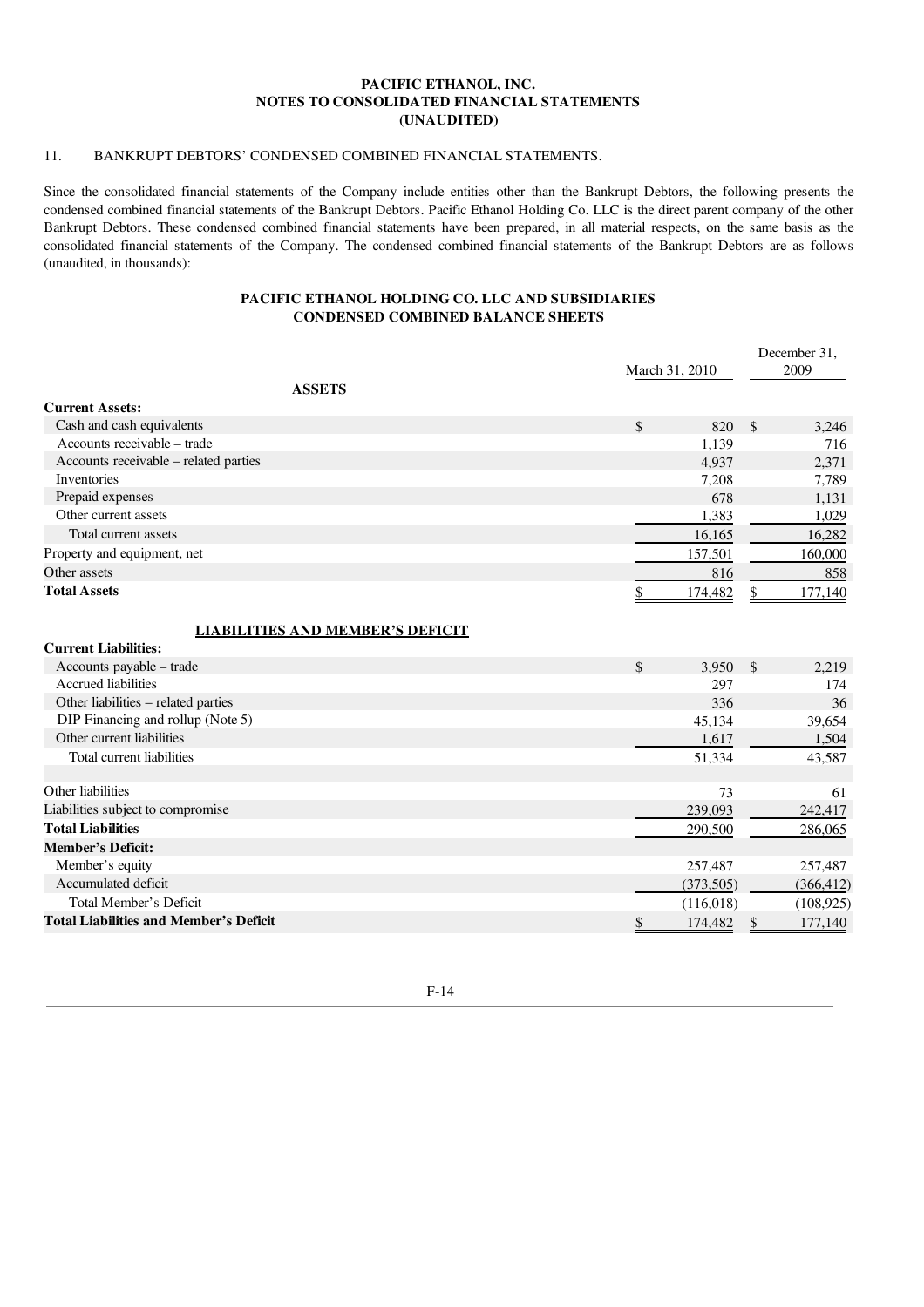# PACIFIC ETHANOL, INC.
## NOTES TO CONSOLIDATED FINANCIAL STATEMENTS
## (UNAUDITED)

11. BANKRUPT DEBTORS' CONDENSED COMBINED FINANCIAL STATEMENTS.

Since the consolidated financial statements of the Company include entities other than the Bankrupt Debtors, the following presents the condensed combined financial statements of the Bankrupt Debtors. Pacific Ethanol Holding Co. LLC is the direct parent company of the other Bankrupt Debtors. These condensed combined financial statements have been prepared, in all material respects, on the same basis as the consolidated financial statements of the Company. The condensed combined financial statements of the Bankrupt Debtors are as follows (unaudited, in thousands):

### PACIFIC ETHANOL HOLDING CO. LLC AND SUBSIDIARIES
### CONDENSED COMBINED BALANCE SHEETS

| | March 31, 2010 | December 31, 2009 |
|---|---|---|
| **ASSETS** | | |
| **Current Assets:** | | |
| Cash and cash equivalents | $ 820 | $ 3,246 |
| Accounts receivable – trade | 1,139 | 716 |
| Accounts receivable – related parties | 4,937 | 2,371 |
| Inventories | 7,208 | 7,789 |
| Prepaid expenses | 678 | 1,131 |
| Other current assets | 1,383 | 1,029 |
| Total current assets | 16,165 | 16,282 |
| Property and equipment, net | 157,501 | 160,000 |
| Other assets | 816 | 858 |
| **Total Assets** | $ 174,482 | $ 177,140 |
| **LIABILITIES AND MEMBER'S DEFICIT** | | |
| **Current Liabilities:** | | |
| Accounts payable – trade | $ 3,950 | $ 2,219 |
| Accrued liabilities | 297 | 174 |
| Other liabilities – related parties | 336 | 36 |
| DIP Financing and rollup (Note 5) | 45,134 | 39,654 |
| Other current liabilities | 1,617 | 1,504 |
| Total current liabilities | 51,334 | 43,587 |
| Other liabilities | 73 | 61 |
| Liabilities subject to compromise | 239,093 | 242,417 |
| **Total Liabilities** | 290,500 | 286,065 |
| **Member's Deficit:** | | |
| Member's equity | 257,487 | 257,487 |
| Accumulated deficit | (373,505) | (366,412) |
| Total Member's Deficit | (116,018) | (108,925) |
| **Total Liabilities and Member's Deficit** | $ 174,482 | $ 177,140 |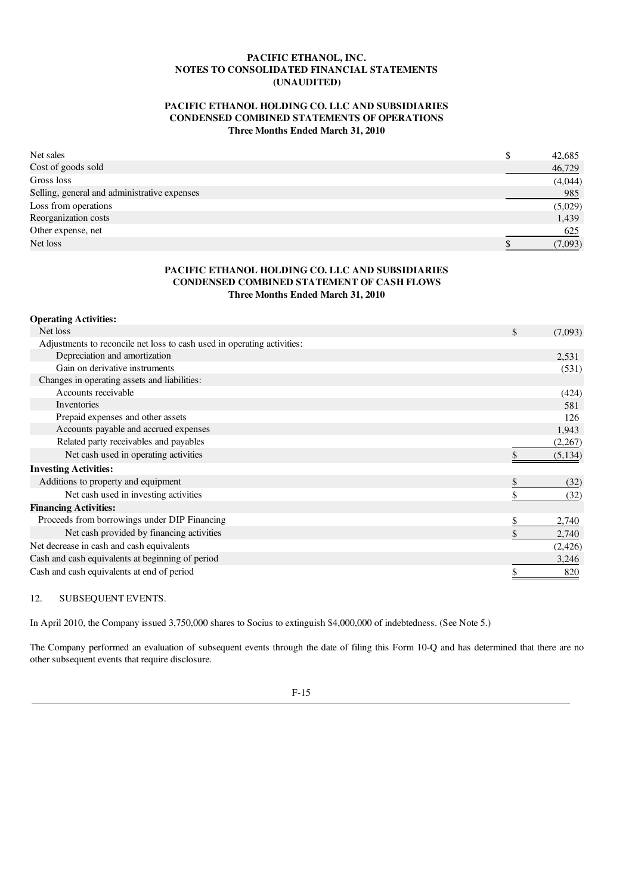**PACIFIC ETHANOL, INC.**
**NOTES TO CONSOLIDATED FINANCIAL STATEMENTS**
**(UNAUDITED)**

**PACIFIC ETHANOL HOLDING CO. LLC AND SUBSIDIARIES**
**CONDENSED COMBINED STATEMENTS OF OPERATIONS**
**Three Months Ended March 31, 2010**

| | |
|---|---|
| Net sales | $ 42,685 |
| Cost of goods sold | 46,729 |
| Gross loss | (4,044) |
| Selling, general and administrative expenses | 985 |
| Loss from operations | (5,029) |
| Reorganization costs | 1,439 |
| Other expense, net | 625 |
| Net loss | $ (7,093) |

**PACIFIC ETHANOL HOLDING CO. LLC AND SUBSIDIARIES**
**CONDENSED COMBINED STATEMENT OF CASH FLOWS**
**Three Months Ended March 31, 2010**

| | |
|---|---|
| **Operating Activities:** | |
| Net loss | $ (7,093) |
| Adjustments to reconcile net loss to cash used in operating activities: | |
| Depreciation and amortization | 2,531 |
| Gain on derivative instruments | (531) |
| Changes in operating assets and liabilities: | |
| Accounts receivable | (424) |
| Inventories | 581 |
| Prepaid expenses and other assets | 126 |
| Accounts payable and accrued expenses | 1,943 |
| Related party receivables and payables | (2,267) |
| Net cash used in operating activities | $ (5,134) |
| **Investing Activities:** | |
| Additions to property and equipment | $ (32) |
| Net cash used in investing activities | $ (32) |
| **Financing Activities:** | |
| Proceeds from borrowings under DIP Financing | $ 2,740 |
| Net cash provided by financing activities | $ 2,740 |
| Net decrease in cash and cash equivalents | (2,426) |
| Cash and cash equivalents at beginning of period | 3,246 |
| Cash and cash equivalents at end of period | $ 820 |

12. SUBSEQUENT EVENTS.

In April 2010, the Company issued 3,750,000 shares to Socius to extinguish $4,000,000 of indebtedness. (See Note 5.)

The Company performed an evaluation of subsequent events through the date of filing this Form 10-Q and has determined that there are no other subsequent events that require disclosure.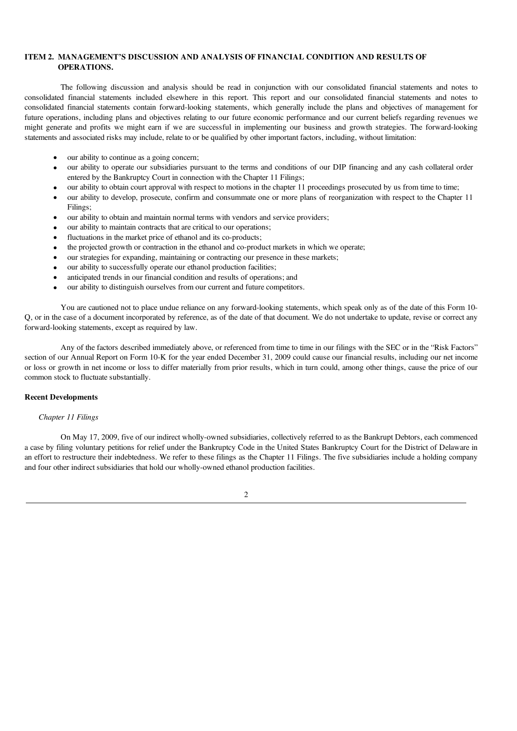## ITEM 2. MANAGEMENT'S DISCUSSION AND ANALYSIS OF FINANCIAL CONDITION AND RESULTS OF OPERATIONS.

The following discussion and analysis should be read in conjunction with our consolidated financial statements and notes to consolidated financial statements included elsewhere in this report. This report and our consolidated financial statements and notes to consolidated financial statements contain forward-looking statements, which generally include the plans and objectives of management for future operations, including plans and objectives relating to our future economic performance and our current beliefs regarding revenues we might generate and profits we might earn if we are successful in implementing our business and growth strategies. The forward-looking statements and associated risks may include, relate to or be qualified by other important factors, including, without limitation:

- our ability to continue as a going concern;
- our ability to operate our subsidiaries pursuant to the terms and conditions of our DIP financing and any cash collateral order entered by the Bankruptcy Court in connection with the Chapter 11 Filings;
- our ability to obtain court approval with respect to motions in the chapter 11 proceedings prosecuted by us from time to time;
- our ability to develop, prosecute, confirm and consummate one or more plans of reorganization with respect to the Chapter 11 Filings;
- our ability to obtain and maintain normal terms with vendors and service providers;
- our ability to maintain contracts that are critical to our operations;
- fluctuations in the market price of ethanol and its co-products;
- the projected growth or contraction in the ethanol and co-product markets in which we operate;
- our strategies for expanding, maintaining or contracting our presence in these markets;
- our ability to successfully operate our ethanol production facilities;
- anticipated trends in our financial condition and results of operations; and
- our ability to distinguish ourselves from our current and future competitors.

You are cautioned not to place undue reliance on any forward-looking statements, which speak only as of the date of this Form 10-Q, or in the case of a document incorporated by reference, as of the date of that document. We do not undertake to update, revise or correct any forward-looking statements, except as required by law.

Any of the factors described immediately above, or referenced from time to time in our filings with the SEC or in the "Risk Factors" section of our Annual Report on Form 10-K for the year ended December 31, 2009 could cause our financial results, including our net income or loss or growth in net income or loss to differ materially from prior results, which in turn could, among other things, cause the price of our common stock to fluctuate substantially.

### Recent Developments

*Chapter 11 Filings*

On May 17, 2009, five of our indirect wholly-owned subsidiaries, collectively referred to as the Bankrupt Debtors, each commenced a case by filing voluntary petitions for relief under the Bankruptcy Code in the United States Bankruptcy Court for the District of Delaware in an effort to restructure their indebtedness. We refer to these filings as the Chapter 11 Filings. The five subsidiaries include a holding company and four other indirect subsidiaries that hold our wholly-owned ethanol production facilities.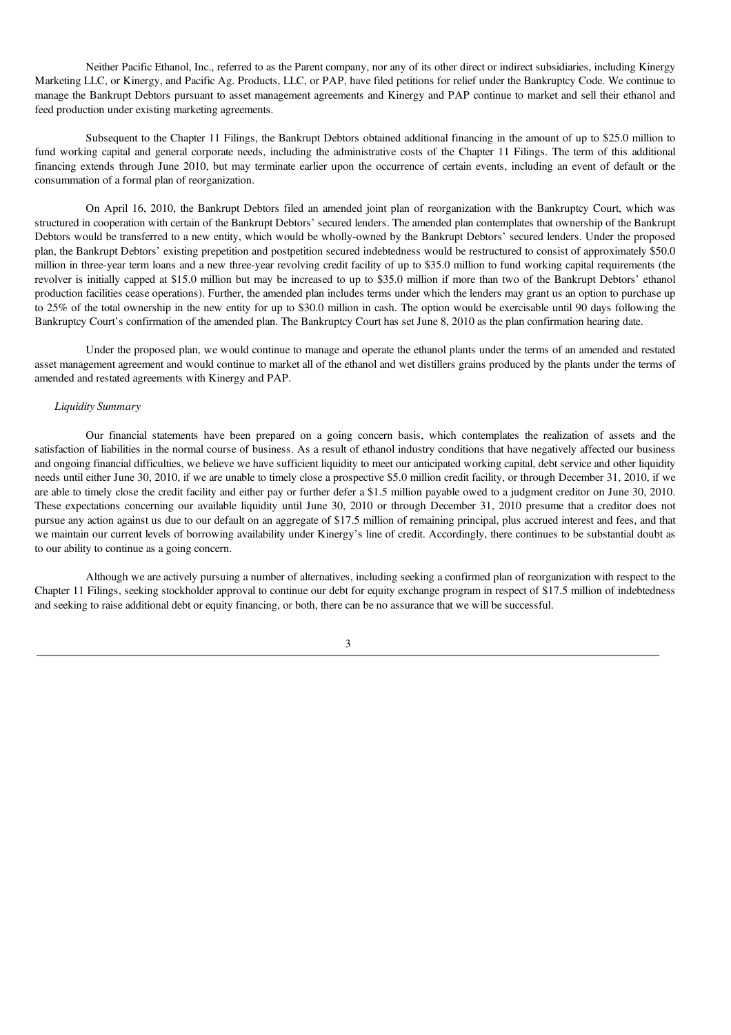Neither Pacific Ethanol, Inc., referred to as the Parent company, nor any of its other direct or indirect subsidiaries, including Kinergy Marketing LLC, or Kinergy, and Pacific Ag. Products, LLC, or PAP, have filed petitions for relief under the Bankruptcy Code. We continue to manage the Bankrupt Debtors pursuant to asset management agreements and Kinergy and PAP continue to market and sell their ethanol and feed production under existing marketing agreements.

Subsequent to the Chapter 11 Filings, the Bankrupt Debtors obtained additional financing in the amount of up to $25.0 million to fund working capital and general corporate needs, including the administrative costs of the Chapter 11 Filings. The term of this additional financing extends through June 2010, but may terminate earlier upon the occurrence of certain events, including an event of default or the consummation of a formal plan of reorganization.

On April 16, 2010, the Bankrupt Debtors filed an amended joint plan of reorganization with the Bankruptcy Court, which was structured in cooperation with certain of the Bankrupt Debtors' secured lenders. The amended plan contemplates that ownership of the Bankrupt Debtors would be transferred to a new entity, which would be wholly-owned by the Bankrupt Debtors' secured lenders. Under the proposed plan, the Bankrupt Debtors' existing prepetition and postpetition secured indebtedness would be restructured to consist of approximately $50.0 million in three-year term loans and a new three-year revolving credit facility of up to $35.0 million to fund working capital requirements (the revolver is initially capped at $15.0 million but may be increased to up to $35.0 million if more than two of the Bankrupt Debtors' ethanol production facilities cease operations). Further, the amended plan includes terms under which the lenders may grant us an option to purchase up to 25% of the total ownership in the new entity for up to $30.0 million in cash. The option would be exercisable until 90 days following the Bankruptcy Court's confirmation of the amended plan. The Bankruptcy Court has set June 8, 2010 as the plan confirmation hearing date.

Under the proposed plan, we would continue to manage and operate the ethanol plants under the terms of an amended and restated asset management agreement and would continue to market all of the ethanol and wet distillers grains produced by the plants under the terms of amended and restated agreements with Kinergy and PAP.

*Liquidity Summary*

Our financial statements have been prepared on a going concern basis, which contemplates the realization of assets and the satisfaction of liabilities in the normal course of business. As a result of ethanol industry conditions that have negatively affected our business and ongoing financial difficulties, we believe we have sufficient liquidity to meet our anticipated working capital, debt service and other liquidity needs until either June 30, 2010, if we are unable to timely close a prospective $5.0 million credit facility, or through December 31, 2010, if we are able to timely close the credit facility and either pay or further defer a $1.5 million payable owed to a judgment creditor on June 30, 2010. These expectations concerning our available liquidity until June 30, 2010 or through December 31, 2010 presume that a creditor does not pursue any action against us due to our default on an aggregate of $17.5 million of remaining principal, plus accrued interest and fees, and that we maintain our current levels of borrowing availability under Kinergy's line of credit. Accordingly, there continues to be substantial doubt as to our ability to continue as a going concern.

Although we are actively pursuing a number of alternatives, including seeking a confirmed plan of reorganization with respect to the Chapter 11 Filings, seeking stockholder approval to continue our debt for equity exchange program in respect of $17.5 million of indebtedness and seeking to raise additional debt or equity financing, or both, there can be no assurance that we will be successful.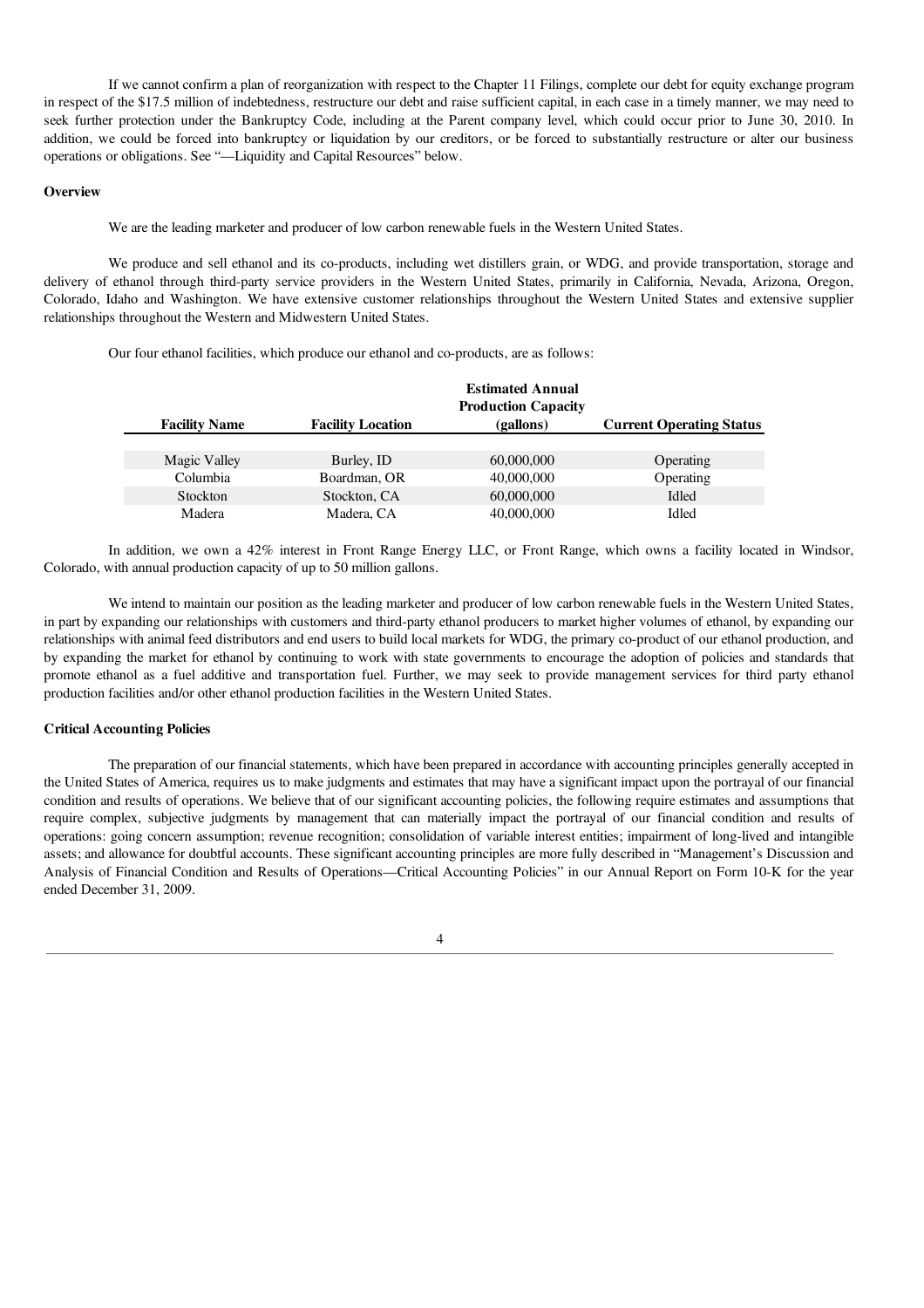If we cannot confirm a plan of reorganization with respect to the Chapter 11 Filings, complete our debt for equity exchange program in respect of the $17.5 million of indebtedness, restructure our debt and raise sufficient capital, in each case in a timely manner, we may need to seek further protection under the Bankruptcy Code, including at the Parent company level, which could occur prior to June 30, 2010. In addition, we could be forced into bankruptcy or liquidation by our creditors, or be forced to substantially restructure or alter our business operations or obligations. See "—Liquidity and Capital Resources" below.

**Overview**

We are the leading marketer and producer of low carbon renewable fuels in the Western United States.

We produce and sell ethanol and its co-products, including wet distillers grain, or WDG, and provide transportation, storage and delivery of ethanol through third-party service providers in the Western United States, primarily in California, Nevada, Arizona, Oregon, Colorado, Idaho and Washington. We have extensive customer relationships throughout the Western United States and extensive supplier relationships throughout the Western and Midwestern United States.

Our four ethanol facilities, which produce our ethanol and co-products, are as follows:

| Facility Name | Facility Location | Estimated Annual Production Capacity (gallons) | Current Operating Status |
|---|---|---|---|
| Magic Valley | Burley, ID | 60,000,000 | Operating |
| Columbia | Boardman, OR | 40,000,000 | Operating |
| Stockton | Stockton, CA | 60,000,000 | Idled |
| Madera | Madera, CA | 40,000,000 | Idled |

In addition, we own a 42% interest in Front Range Energy LLC, or Front Range, which owns a facility located in Windsor, Colorado, with annual production capacity of up to 50 million gallons.

We intend to maintain our position as the leading marketer and producer of low carbon renewable fuels in the Western United States, in part by expanding our relationships with customers and third-party ethanol producers to market higher volumes of ethanol, by expanding our relationships with animal feed distributors and end users to build local markets for WDG, the primary co-product of our ethanol production, and by expanding the market for ethanol by continuing to work with state governments to encourage the adoption of policies and standards that promote ethanol as a fuel additive and transportation fuel. Further, we may seek to provide management services for third party ethanol production facilities and/or other ethanol production facilities in the Western United States.

**Critical Accounting Policies**

The preparation of our financial statements, which have been prepared in accordance with accounting principles generally accepted in the United States of America, requires us to make judgments and estimates that may have a significant impact upon the portrayal of our financial condition and results of operations. We believe that of our significant accounting policies, the following require estimates and assumptions that require complex, subjective judgments by management that can materially impact the portrayal of our financial condition and results of operations: going concern assumption; revenue recognition; consolidation of variable interest entities; impairment of long-lived and intangible assets; and allowance for doubtful accounts. These significant accounting principles are more fully described in "Management's Discussion and Analysis of Financial Condition and Results of Operations—Critical Accounting Policies" in our Annual Report on Form 10-K for the year ended December 31, 2009.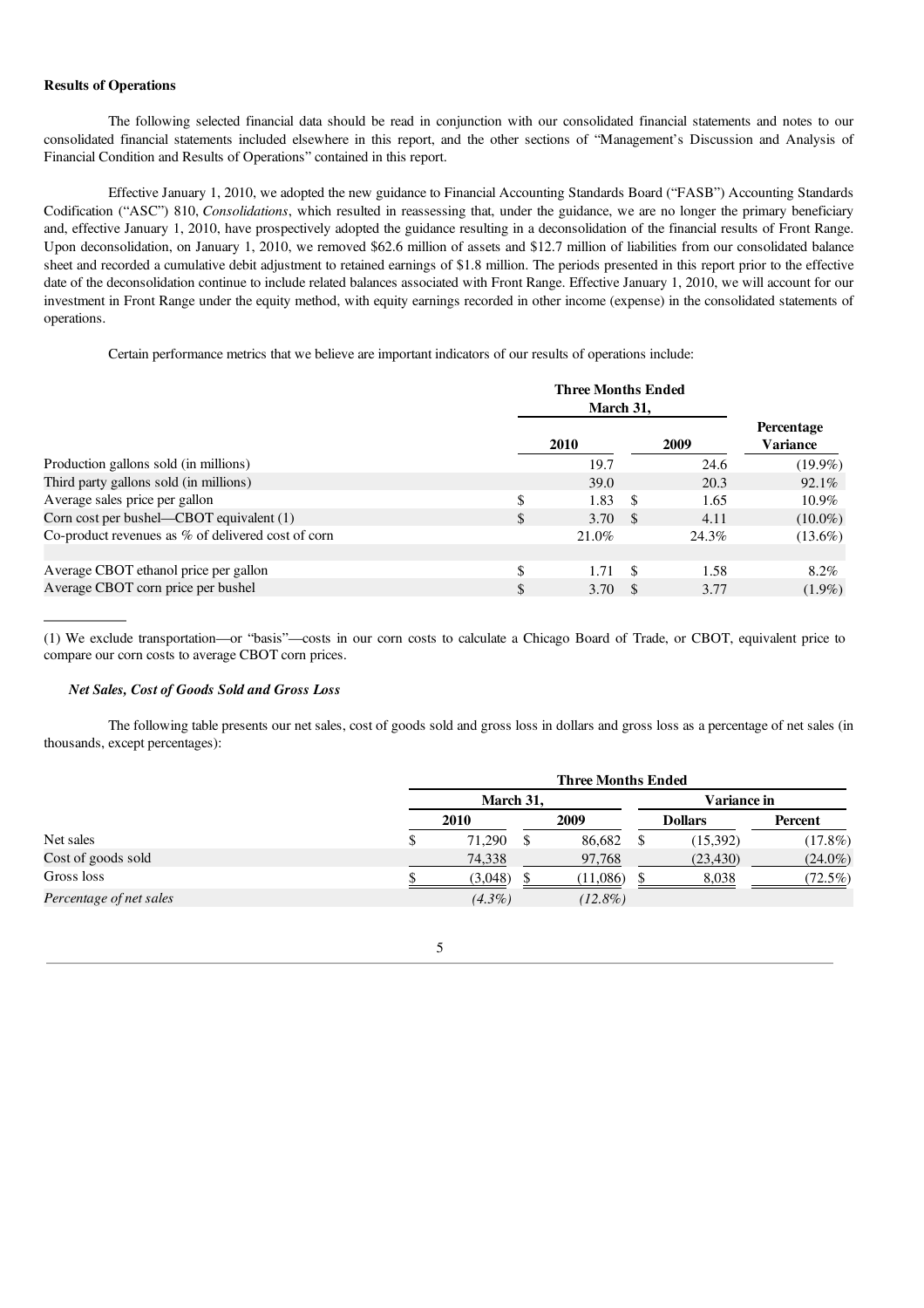**Results of Operations**

The following selected financial data should be read in conjunction with our consolidated financial statements and notes to our consolidated financial statements included elsewhere in this report, and the other sections of "Management's Discussion and Analysis of Financial Condition and Results of Operations" contained in this report.

Effective January 1, 2010, we adopted the new guidance to Financial Accounting Standards Board ("FASB") Accounting Standards Codification ("ASC") 810, *Consolidations*, which resulted in reassessing that, under the guidance, we are no longer the primary beneficiary and, effective January 1, 2010, have prospectively adopted the guidance resulting in a deconsolidation of the financial results of Front Range. Upon deconsolidation, on January 1, 2010, we removed $62.6 million of assets and $12.7 million of liabilities from our consolidated balance sheet and recorded a cumulative debit adjustment to retained earnings of $1.8 million. The periods presented in this report prior to the effective date of the deconsolidation continue to include related balances associated with Front Range. Effective January 1, 2010, we will account for our investment in Front Range under the equity method, with equity earnings recorded in other income (expense) in the consolidated statements of operations.

Certain performance metrics that we believe are important indicators of our results of operations include:

| | Three Months Ended March 31, | | |
|---|---|---|---|
| | 2010 | 2009 | Percentage Variance |
| Production gallons sold (in millions) | 19.7 | 24.6 | (19.9%) |
| Third party gallons sold (in millions) | 39.0 | 20.3 | 92.1% |
| Average sales price per gallon | $ 1.83 | $ 1.65 | 10.9% |
| Corn cost per bushel—CBOT equivalent (1) | $ 3.70 | $ 4.11 | (10.0%) |
| Co-product revenues as % of delivered cost of corn | 21.0% | 24.3% | (13.6%) |
| | | | |
| Average CBOT ethanol price per gallon | $ 1.71 | $ 1.58 | 8.2% |
| Average CBOT corn price per bushel | $ 3.70 | $ 3.77 | (1.9%) |

(1) We exclude transportation—or "basis"—costs in our corn costs to calculate a Chicago Board of Trade, or CBOT, equivalent price to compare our corn costs to average CBOT corn prices.

***Net Sales, Cost of Goods Sold and Gross Loss***

The following table presents our net sales, cost of goods sold and gross loss in dollars and gross loss as a percentage of net sales (in thousands, except percentages):

| | Three Months Ended | | | |
|---|---|---|---|---|
| | March 31, | | Variance in | |
| | 2010 | 2009 | Dollars | Percent |
| Net sales | $ 71,290 | $ 86,682 | $ (15,392) | (17.8%) |
| Cost of goods sold | 74,338 | 97,768 | (23,430) | (24.0%) |
| Gross loss | $ (3,048) | $ (11,086) | $ 8,038 | (72.5%) |
| *Percentage of net sales* | *(4.3%)* | *(12.8%)* | | |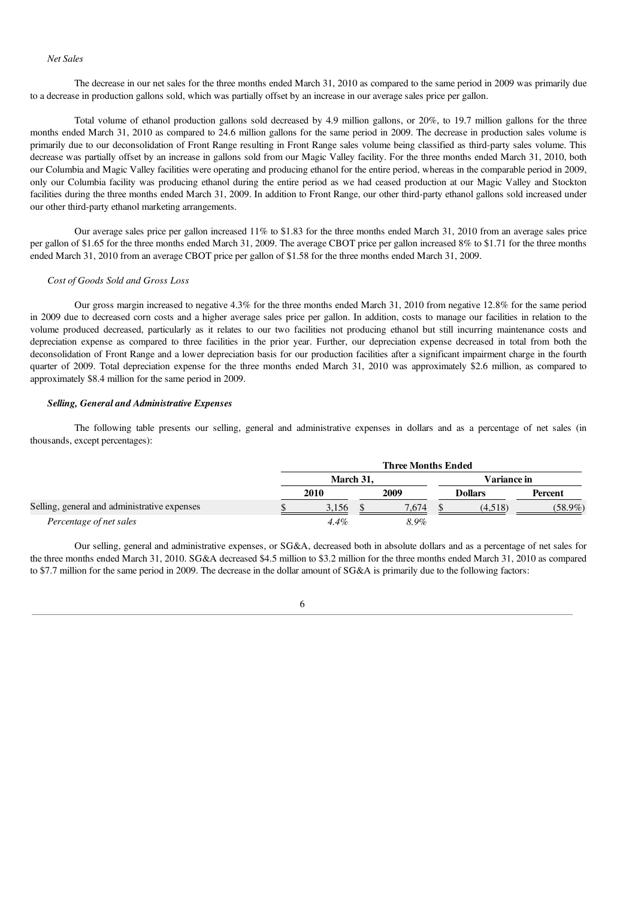*Net Sales*

The decrease in our net sales for the three months ended March 31, 2010 as compared to the same period in 2009 was primarily due to a decrease in production gallons sold, which was partially offset by an increase in our average sales price per gallon.

Total volume of ethanol production gallons sold decreased by 4.9 million gallons, or 20%, to 19.7 million gallons for the three months ended March 31, 2010 as compared to 24.6 million gallons for the same period in 2009. The decrease in production sales volume is primarily due to our deconsolidation of Front Range resulting in Front Range sales volume being classified as third-party sales volume. This decrease was partially offset by an increase in gallons sold from our Magic Valley facility. For the three months ended March 31, 2010, both our Columbia and Magic Valley facilities were operating and producing ethanol for the entire period, whereas in the comparable period in 2009, only our Columbia facility was producing ethanol during the entire period as we had ceased production at our Magic Valley and Stockton facilities during the three months ended March 31, 2009. In addition to Front Range, our other third-party ethanol gallons sold increased under our other third-party ethanol marketing arrangements.

Our average sales price per gallon increased 11% to $1.83 for the three months ended March 31, 2010 from an average sales price per gallon of $1.65 for the three months ended March 31, 2009. The average CBOT price per gallon increased 8% to $1.71 for the three months ended March 31, 2010 from an average CBOT price per gallon of $1.58 for the three months ended March 31, 2009.

*Cost of Goods Sold and Gross Loss*

Our gross margin increased to negative 4.3% for the three months ended March 31, 2010 from negative 12.8% for the same period in 2009 due to decreased corn costs and a higher average sales price per gallon. In addition, costs to manage our facilities in relation to the volume produced decreased, particularly as it relates to our two facilities not producing ethanol but still incurring maintenance costs and depreciation expense as compared to three facilities in the prior year. Further, our depreciation expense decreased in total from both the deconsolidation of Front Range and a lower depreciation basis for our production facilities after a significant impairment charge in the fourth quarter of 2009. Total depreciation expense for the three months ended March 31, 2010 was approximately $2.6 million, as compared to approximately $8.4 million for the same period in 2009.

***Selling, General and Administrative Expenses***

The following table presents our selling, general and administrative expenses in dollars and as a percentage of net sales (in thousands, except percentages):

| | Three Months Ended | | | |
|---|---|---|---|---|
| | March 31, | | Variance in | |
| | 2010 | 2009 | Dollars | Percent |
| Selling, general and administrative expenses | $ 3,156 | $ 7,674 | $ (4,518) | (58.9%) |
| *Percentage of net sales* | *4.4%* | *8.9%* | | |

Our selling, general and administrative expenses, or SG&A, decreased both in absolute dollars and as a percentage of net sales for the three months ended March 31, 2010. SG&A decreased $4.5 million to $3.2 million for the three months ended March 31, 2010 as compared to $7.7 million for the same period in 2009. The decrease in the dollar amount of SG&A is primarily due to the following factors: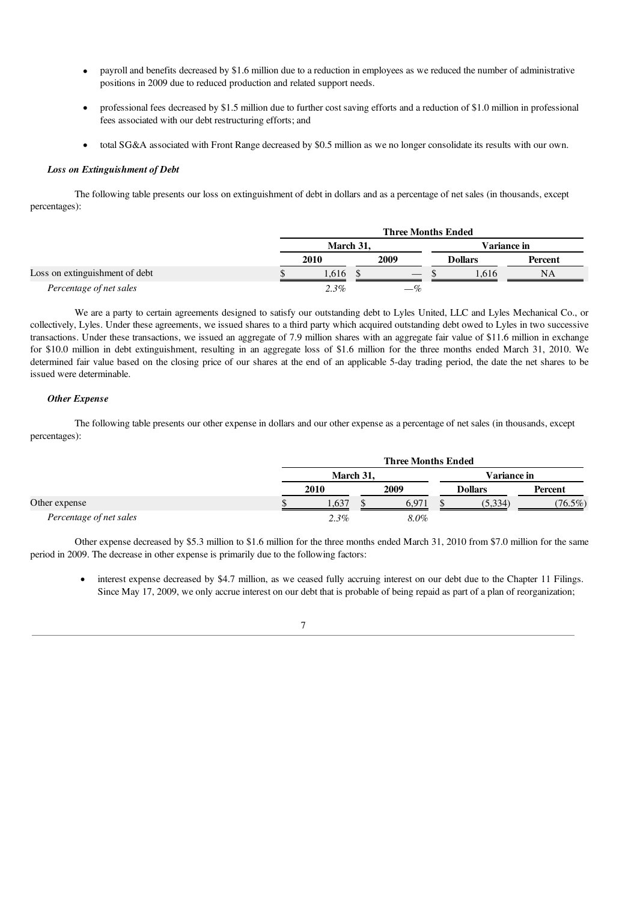- payroll and benefits decreased by \$1.6 million due to a reduction in employees as we reduced the number of administrative positions in 2009 due to reduced production and related support needs.
- professional fees decreased by \$1.5 million due to further cost saving efforts and a reduction of \$1.0 million in professional fees associated with our debt restructuring efforts; and
- total SG&A associated with Front Range decreased by \$0.5 million as we no longer consolidate its results with our own.

***Loss on Extinguishment of Debt***

The following table presents our loss on extinguishment of debt in dollars and as a percentage of net sales (in thousands, except percentages):

| | Three Months Ended | | | |
|---|---|---|---|---|
| | March 31, | | Variance in | |
| | 2010 | 2009 | Dollars | Percent |
| Loss on extinguishment of debt | $ 1,616 | $ — | $ 1,616 | NA |
| *Percentage of net sales* | *2.3%* | *—%* | | |

We are a party to certain agreements designed to satisfy our outstanding debt to Lyles United, LLC and Lyles Mechanical Co., or collectively, Lyles. Under these agreements, we issued shares to a third party which acquired outstanding debt owed to Lyles in two successive transactions. Under these transactions, we issued an aggregate of 7.9 million shares with an aggregate fair value of \$11.6 million in exchange for \$10.0 million in debt extinguishment, resulting in an aggregate loss of \$1.6 million for the three months ended March 31, 2010. We determined fair value based on the closing price of our shares at the end of an applicable 5-day trading period, the date the net shares to be issued were determinable.

***Other Expense***

The following table presents our other expense in dollars and our other expense as a percentage of net sales (in thousands, except percentages):

| | Three Months Ended | | | |
|---|---|---|---|---|
| | March 31, | | Variance in | |
| | 2010 | 2009 | Dollars | Percent |
| Other expense | $ 1,637 | $ 6,971 | $ (5,334) | (76.5%) |
| *Percentage of net sales* | *2.3%* | *8.0%* | | |

Other expense decreased by \$5.3 million to \$1.6 million for the three months ended March 31, 2010 from \$7.0 million for the same period in 2009. The decrease in other expense is primarily due to the following factors:

- interest expense decreased by \$4.7 million, as we ceased fully accruing interest on our debt due to the Chapter 11 Filings. Since May 17, 2009, we only accrue interest on our debt that is probable of being repaid as part of a plan of reorganization;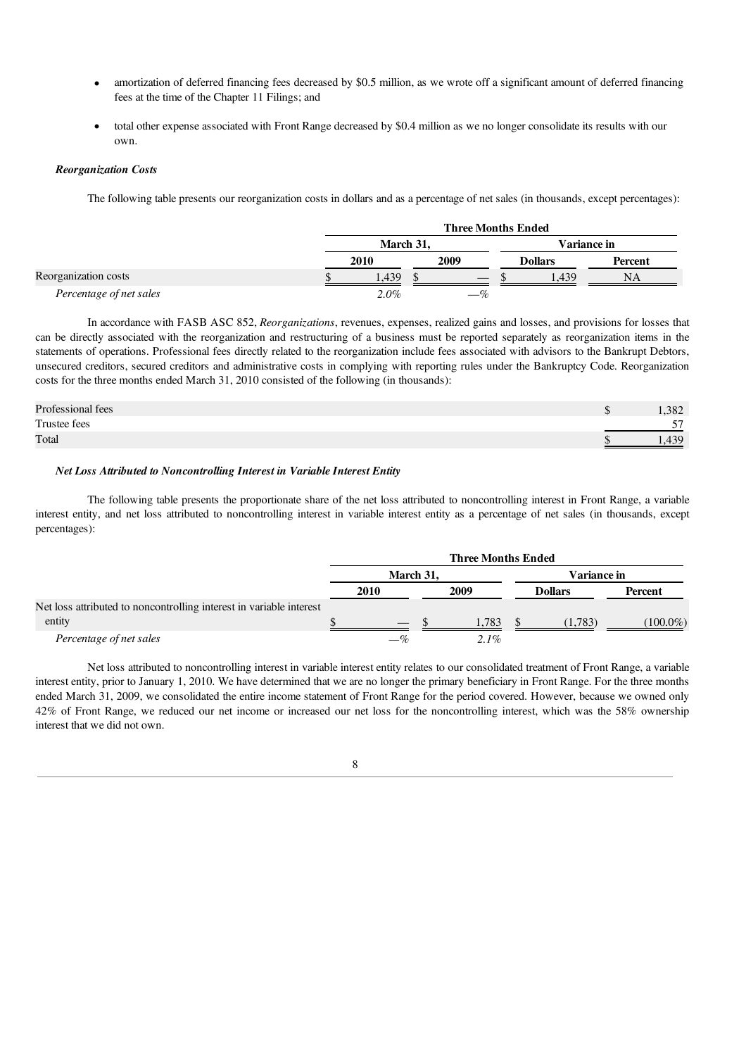- amortization of deferred financing fees decreased by $0.5 million, as we wrote off a significant amount of deferred financing fees at the time of the Chapter 11 Filings; and
- total other expense associated with Front Range decreased by $0.4 million as we no longer consolidate its results with our own.

***Reorganization Costs***

The following table presents our reorganization costs in dollars and as a percentage of net sales (in thousands, except percentages):

| | Three Months Ended | | | |
|---|---|---|---|---|
| | March 31, | | Variance in | |
| | 2010 | 2009 | Dollars | Percent |
| Reorganization costs | $ 1,439 | $ — | $ 1,439 | NA |
| *Percentage of net sales* | *2.0%* | *—%* | | |

In accordance with FASB ASC 852, *Reorganizations*, revenues, expenses, realized gains and losses, and provisions for losses that can be directly associated with the reorganization and restructuring of a business must be reported separately as reorganization items in the statements of operations. Professional fees directly related to the reorganization include fees associated with advisors to the Bankrupt Debtors, unsecured creditors, secured creditors and administrative costs in complying with reporting rules under the Bankruptcy Code. Reorganization costs for the three months ended March 31, 2010 consisted of the following (in thousands):

| | |
|---|---|
| Professional fees | $ 1,382 |
| Trustee fees | 57 |
| Total | $ 1,439 |

***Net Loss Attributed to Noncontrolling Interest in Variable Interest Entity***

The following table presents the proportionate share of the net loss attributed to noncontrolling interest in Front Range, a variable interest entity, and net loss attributed to noncontrolling interest in variable interest entity as a percentage of net sales (in thousands, except percentages):

| | Three Months Ended | | | |
|---|---|---|---|---|
| | March 31, | | Variance in | |
| | 2010 | 2009 | Dollars | Percent |
| Net loss attributed to noncontrolling interest in variable interest entity | $ — | $ 1,783 | $ (1,783) | (100.0%) |
| *Percentage of net sales* | *—%* | *2.1%* | | |

Net loss attributed to noncontrolling interest in variable interest entity relates to our consolidated treatment of Front Range, a variable interest entity, prior to January 1, 2010. We have determined that we are no longer the primary beneficiary in Front Range. For the three months ended March 31, 2009, we consolidated the entire income statement of Front Range for the period covered. However, because we owned only 42% of Front Range, we reduced our net income or increased our net loss for the noncontrolling interest, which was the 58% ownership interest that we did not own.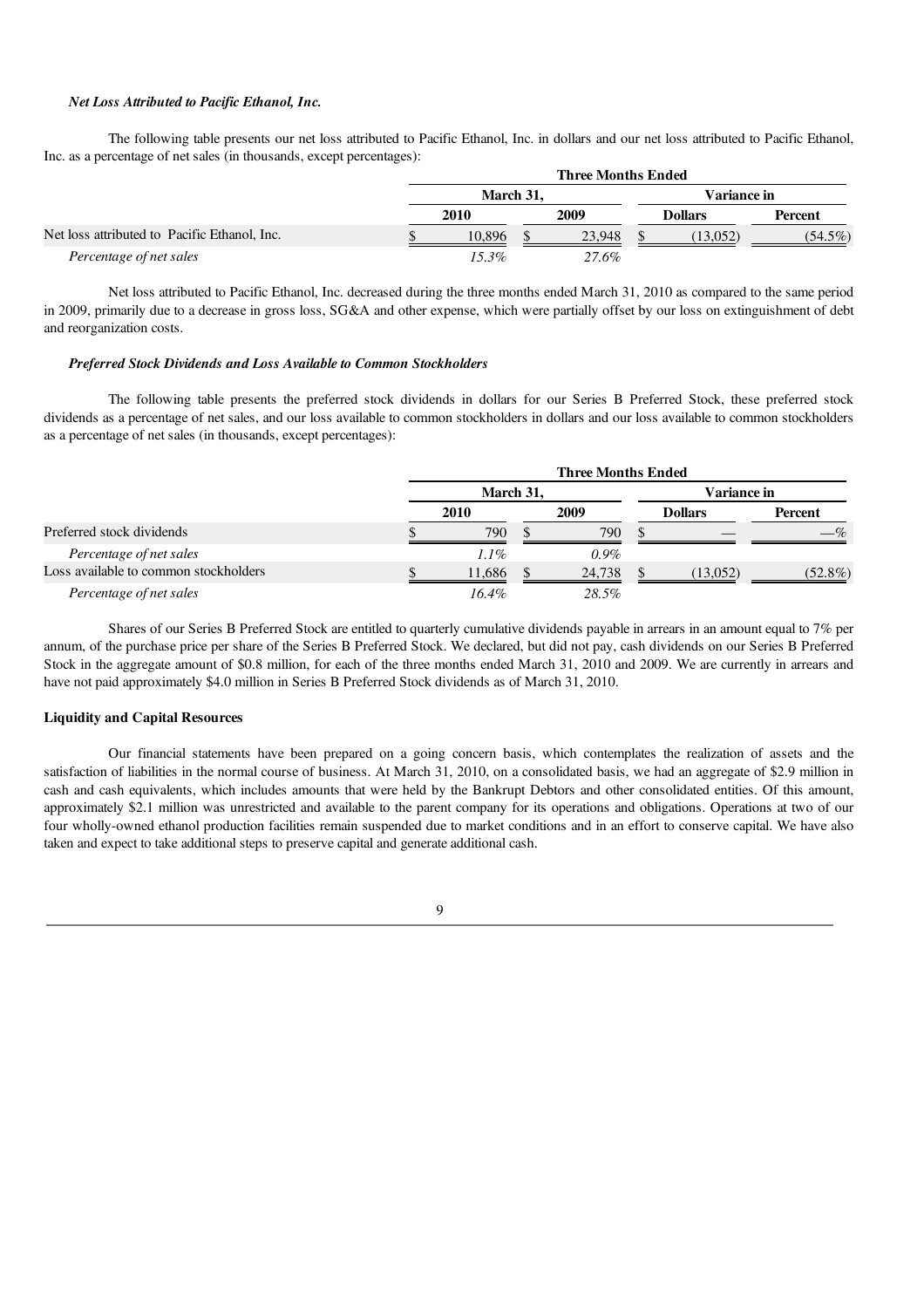***Net Loss Attributed to Pacific Ethanol, Inc.***

The following table presents our net loss attributed to Pacific Ethanol, Inc. in dollars and our net loss attributed to Pacific Ethanol, Inc. as a percentage of net sales (in thousands, except percentages):

| | Three Months Ended | | | |
|---|---|---|---|---|
| | March 31, | | Variance in | |
| | 2010 | 2009 | Dollars | Percent |
| Net loss attributed to Pacific Ethanol, Inc. | $ 10,896 | $ 23,948 | $ (13,052) | (54.5%) |
| *Percentage of net sales* | *15.3%* | *27.6%* | | |

Net loss attributed to Pacific Ethanol, Inc. decreased during the three months ended March 31, 2010 as compared to the same period in 2009, primarily due to a decrease in gross loss, SG&A and other expense, which were partially offset by our loss on extinguishment of debt and reorganization costs.

***Preferred Stock Dividends and Loss Available to Common Stockholders***

The following table presents the preferred stock dividends in dollars for our Series B Preferred Stock, these preferred stock dividends as a percentage of net sales, and our loss available to common stockholders in dollars and our loss available to common stockholders as a percentage of net sales (in thousands, except percentages):

| | Three Months Ended | | | |
|---|---|---|---|---|
| | March 31, | | Variance in | |
| | 2010 | 2009 | Dollars | Percent |
| Preferred stock dividends | $ 790 | $ 790 | $ — | —% |
| *Percentage of net sales* | *1.1%* | *0.9%* | | |
| Loss available to common stockholders | $ 11,686 | $ 24,738 | $ (13,052) | (52.8%) |
| *Percentage of net sales* | *16.4%* | *28.5%* | | |

Shares of our Series B Preferred Stock are entitled to quarterly cumulative dividends payable in arrears in an amount equal to 7% per annum, of the purchase price per share of the Series B Preferred Stock. We declared, but did not pay, cash dividends on our Series B Preferred Stock in the aggregate amount of $0.8 million, for each of the three months ended March 31, 2010 and 2009. We are currently in arrears and have not paid approximately $4.0 million in Series B Preferred Stock dividends as of March 31, 2010.

**Liquidity and Capital Resources**

Our financial statements have been prepared on a going concern basis, which contemplates the realization of assets and the satisfaction of liabilities in the normal course of business. At March 31, 2010, on a consolidated basis, we had an aggregate of $2.9 million in cash and cash equivalents, which includes amounts that were held by the Bankrupt Debtors and other consolidated entities. Of this amount, approximately $2.1 million was unrestricted and available to the parent company for its operations and obligations. Operations at two of our four wholly-owned ethanol production facilities remain suspended due to market conditions and in an effort to conserve capital. We have also taken and expect to take additional steps to preserve capital and generate additional cash.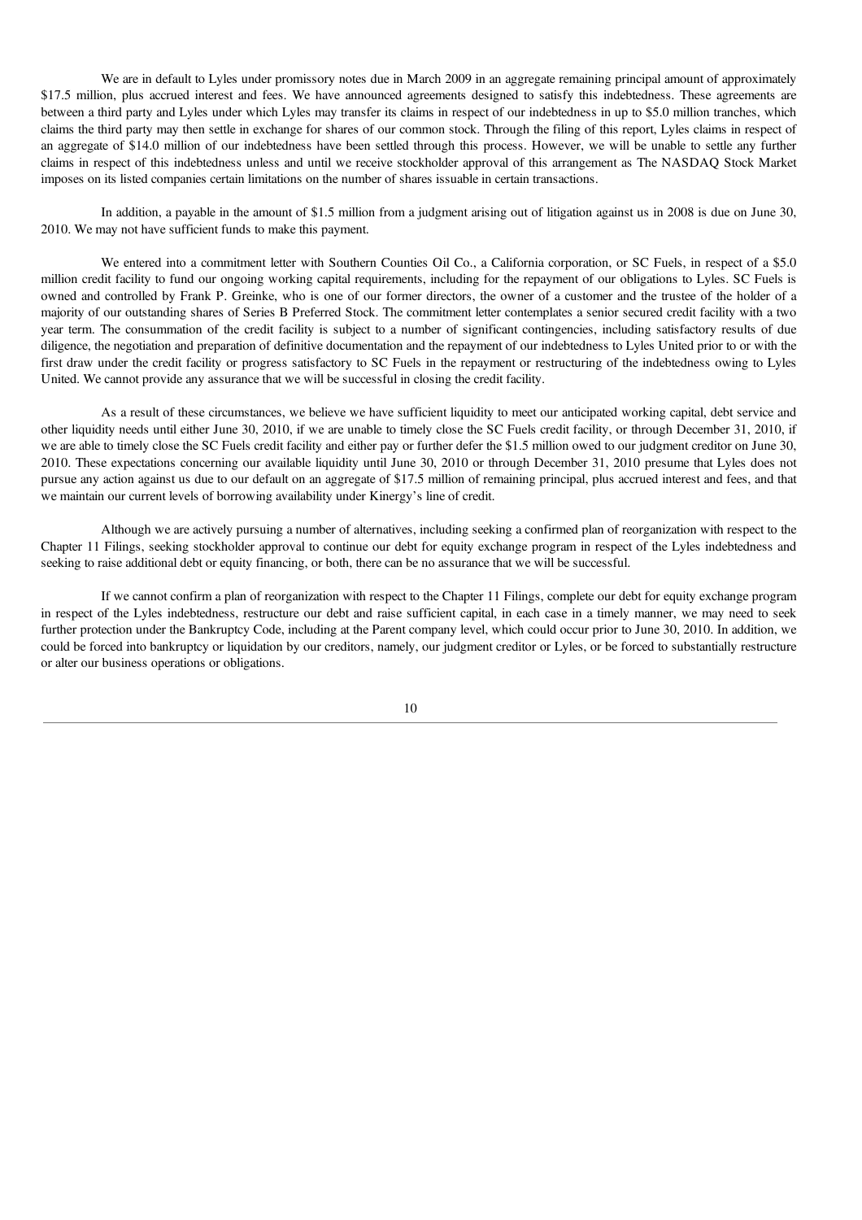We are in default to Lyles under promissory notes due in March 2009 in an aggregate remaining principal amount of approximately $17.5 million, plus accrued interest and fees. We have announced agreements designed to satisfy this indebtedness. These agreements are between a third party and Lyles under which Lyles may transfer its claims in respect of our indebtedness in up to $5.0 million tranches, which claims the third party may then settle in exchange for shares of our common stock. Through the filing of this report, Lyles claims in respect of an aggregate of $14.0 million of our indebtedness have been settled through this process. However, we will be unable to settle any further claims in respect of this indebtedness unless and until we receive stockholder approval of this arrangement as The NASDAQ Stock Market imposes on its listed companies certain limitations on the number of shares issuable in certain transactions.

In addition, a payable in the amount of $1.5 million from a judgment arising out of litigation against us in 2008 is due on June 30, 2010. We may not have sufficient funds to make this payment.

We entered into a commitment letter with Southern Counties Oil Co., a California corporation, or SC Fuels, in respect of a $5.0 million credit facility to fund our ongoing working capital requirements, including for the repayment of our obligations to Lyles. SC Fuels is owned and controlled by Frank P. Greinke, who is one of our former directors, the owner of a customer and the trustee of the holder of a majority of our outstanding shares of Series B Preferred Stock. The commitment letter contemplates a senior secured credit facility with a two year term. The consummation of the credit facility is subject to a number of significant contingencies, including satisfactory results of due diligence, the negotiation and preparation of definitive documentation and the repayment of our indebtedness to Lyles United prior to or with the first draw under the credit facility or progress satisfactory to SC Fuels in the repayment or restructuring of the indebtedness owing to Lyles United. We cannot provide any assurance that we will be successful in closing the credit facility.

As a result of these circumstances, we believe we have sufficient liquidity to meet our anticipated working capital, debt service and other liquidity needs until either June 30, 2010, if we are unable to timely close the SC Fuels credit facility, or through December 31, 2010, if we are able to timely close the SC Fuels credit facility and either pay or further defer the $1.5 million owed to our judgment creditor on June 30, 2010. These expectations concerning our available liquidity until June 30, 2010 or through December 31, 2010 presume that Lyles does not pursue any action against us due to our default on an aggregate of $17.5 million of remaining principal, plus accrued interest and fees, and that we maintain our current levels of borrowing availability under Kinergy's line of credit.

Although we are actively pursuing a number of alternatives, including seeking a confirmed plan of reorganization with respect to the Chapter 11 Filings, seeking stockholder approval to continue our debt for equity exchange program in respect of the Lyles indebtedness and seeking to raise additional debt or equity financing, or both, there can be no assurance that we will be successful.

If we cannot confirm a plan of reorganization with respect to the Chapter 11 Filings, complete our debt for equity exchange program in respect of the Lyles indebtedness, restructure our debt and raise sufficient capital, in each case in a timely manner, we may need to seek further protection under the Bankruptcy Code, including at the Parent company level, which could occur prior to June 30, 2010. In addition, we could be forced into bankruptcy or liquidation by our creditors, namely, our judgment creditor or Lyles, or be forced to substantially restructure or alter our business operations or obligations.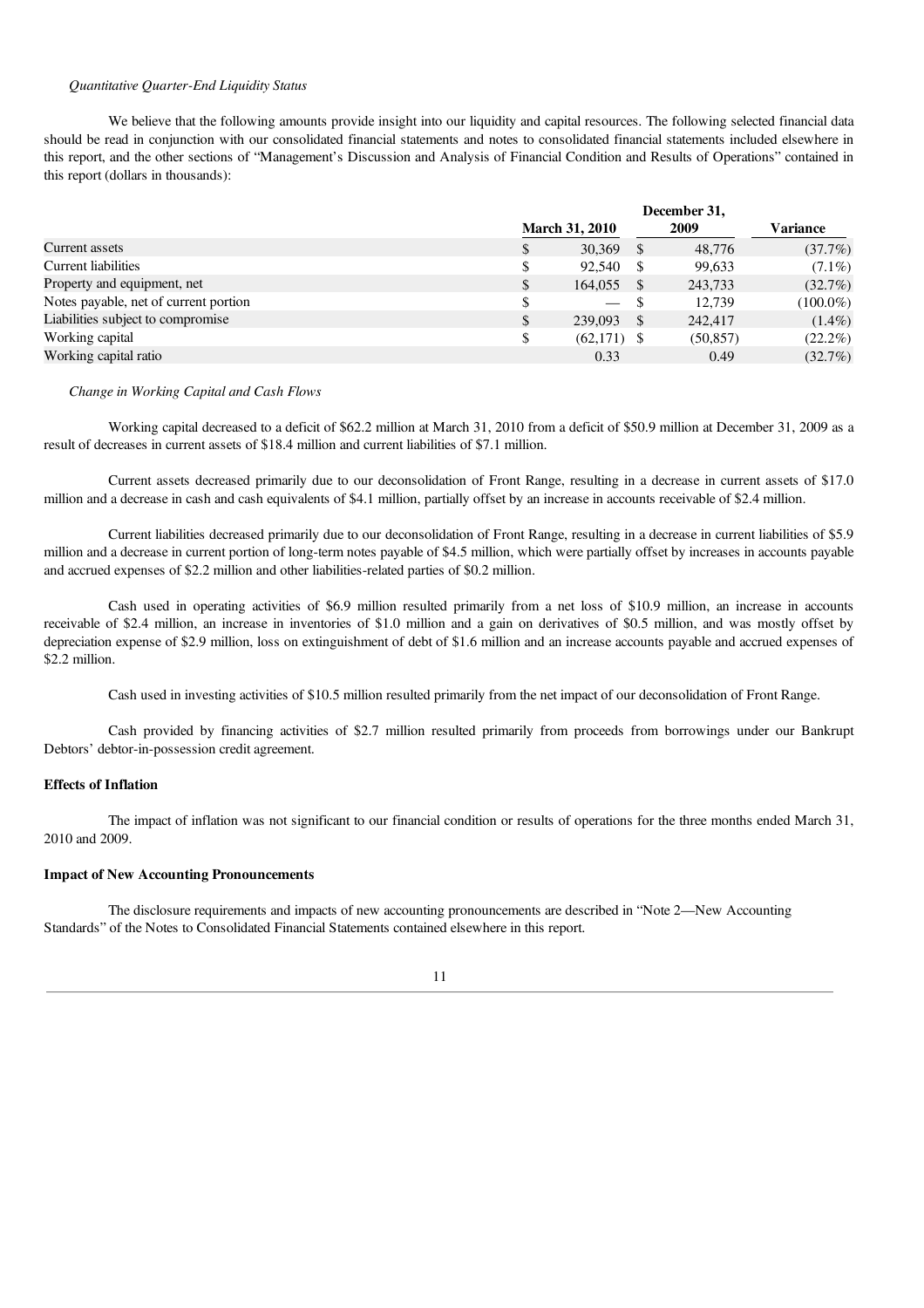*Quantitative Quarter-End Liquidity Status*

We believe that the following amounts provide insight into our liquidity and capital resources. The following selected financial data should be read in conjunction with our consolidated financial statements and notes to consolidated financial statements included elsewhere in this report, and the other sections of "Management's Discussion and Analysis of Financial Condition and Results of Operations" contained in this report (dollars in thousands):

| | March 31, 2010 | December 31, 2009 | Variance |
|---|---|---|---|
| Current assets | $ 30,369 | $ 48,776 | (37.7%) |
| Current liabilities | $ 92,540 | $ 99,633 | (7.1%) |
| Property and equipment, net | $ 164,055 | $ 243,733 | (32.7%) |
| Notes payable, net of current portion | $ — | $ 12,739 | (100.0%) |
| Liabilities subject to compromise | $ 239,093 | $ 242,417 | (1.4%) |
| Working capital | $ (62,171) | $ (50,857) | (22.2%) |
| Working capital ratio | 0.33 | 0.49 | (32.7%) |

*Change in Working Capital and Cash Flows*

Working capital decreased to a deficit of $62.2 million at March 31, 2010 from a deficit of $50.9 million at December 31, 2009 as a result of decreases in current assets of $18.4 million and current liabilities of $7.1 million.

Current assets decreased primarily due to our deconsolidation of Front Range, resulting in a decrease in current assets of $17.0 million and a decrease in cash and cash equivalents of $4.1 million, partially offset by an increase in accounts receivable of $2.4 million.

Current liabilities decreased primarily due to our deconsolidation of Front Range, resulting in a decrease in current liabilities of $5.9 million and a decrease in current portion of long-term notes payable of $4.5 million, which were partially offset by increases in accounts payable and accrued expenses of $2.2 million and other liabilities-related parties of $0.2 million.

Cash used in operating activities of $6.9 million resulted primarily from a net loss of $10.9 million, an increase in accounts receivable of $2.4 million, an increase in inventories of $1.0 million and a gain on derivatives of $0.5 million, and was mostly offset by depreciation expense of $2.9 million, loss on extinguishment of debt of $1.6 million and an increase accounts payable and accrued expenses of $2.2 million.

Cash used in investing activities of $10.5 million resulted primarily from the net impact of our deconsolidation of Front Range.

Cash provided by financing activities of $2.7 million resulted primarily from proceeds from borrowings under our Bankrupt Debtors' debtor-in-possession credit agreement.

**Effects of Inflation**

The impact of inflation was not significant to our financial condition or results of operations for the three months ended March 31, 2010 and 2009.

**Impact of New Accounting Pronouncements**

The disclosure requirements and impacts of new accounting pronouncements are described in "Note 2—New Accounting Standards" of the Notes to Consolidated Financial Statements contained elsewhere in this report.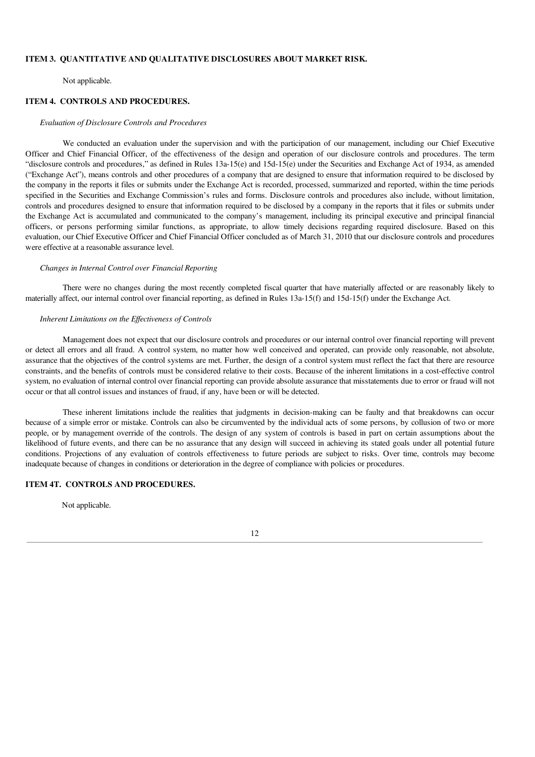### ITEM 3. QUANTITATIVE AND QUALITATIVE DISCLOSURES ABOUT MARKET RISK.

Not applicable.

### ITEM 4. CONTROLS AND PROCEDURES.

*Evaluation of Disclosure Controls and Procedures*

We conducted an evaluation under the supervision and with the participation of our management, including our Chief Executive Officer and Chief Financial Officer, of the effectiveness of the design and operation of our disclosure controls and procedures. The term "disclosure controls and procedures," as defined in Rules 13a-15(e) and 15d-15(e) under the Securities and Exchange Act of 1934, as amended ("Exchange Act"), means controls and other procedures of a company that are designed to ensure that information required to be disclosed by the company in the reports it files or submits under the Exchange Act is recorded, processed, summarized and reported, within the time periods specified in the Securities and Exchange Commission's rules and forms. Disclosure controls and procedures also include, without limitation, controls and procedures designed to ensure that information required to be disclosed by a company in the reports that it files or submits under the Exchange Act is accumulated and communicated to the company's management, including its principal executive and principal financial officers, or persons performing similar functions, as appropriate, to allow timely decisions regarding required disclosure. Based on this evaluation, our Chief Executive Officer and Chief Financial Officer concluded as of March 31, 2010 that our disclosure controls and procedures were effective at a reasonable assurance level.

*Changes in Internal Control over Financial Reporting*

There were no changes during the most recently completed fiscal quarter that have materially affected or are reasonably likely to materially affect, our internal control over financial reporting, as defined in Rules 13a-15(f) and 15d-15(f) under the Exchange Act.

*Inherent Limitations on the Effectiveness of Controls*

Management does not expect that our disclosure controls and procedures or our internal control over financial reporting will prevent or detect all errors and all fraud. A control system, no matter how well conceived and operated, can provide only reasonable, not absolute, assurance that the objectives of the control systems are met. Further, the design of a control system must reflect the fact that there are resource constraints, and the benefits of controls must be considered relative to their costs. Because of the inherent limitations in a cost-effective control system, no evaluation of internal control over financial reporting can provide absolute assurance that misstatements due to error or fraud will not occur or that all control issues and instances of fraud, if any, have been or will be detected.

These inherent limitations include the realities that judgments in decision-making can be faulty and that breakdowns can occur because of a simple error or mistake. Controls can also be circumvented by the individual acts of some persons, by collusion of two or more people, or by management override of the controls. The design of any system of controls is based in part on certain assumptions about the likelihood of future events, and there can be no assurance that any design will succeed in achieving its stated goals under all potential future conditions. Projections of any evaluation of controls effectiveness to future periods are subject to risks. Over time, controls may become inadequate because of changes in conditions or deterioration in the degree of compliance with policies or procedures.

### ITEM 4T. CONTROLS AND PROCEDURES.

Not applicable.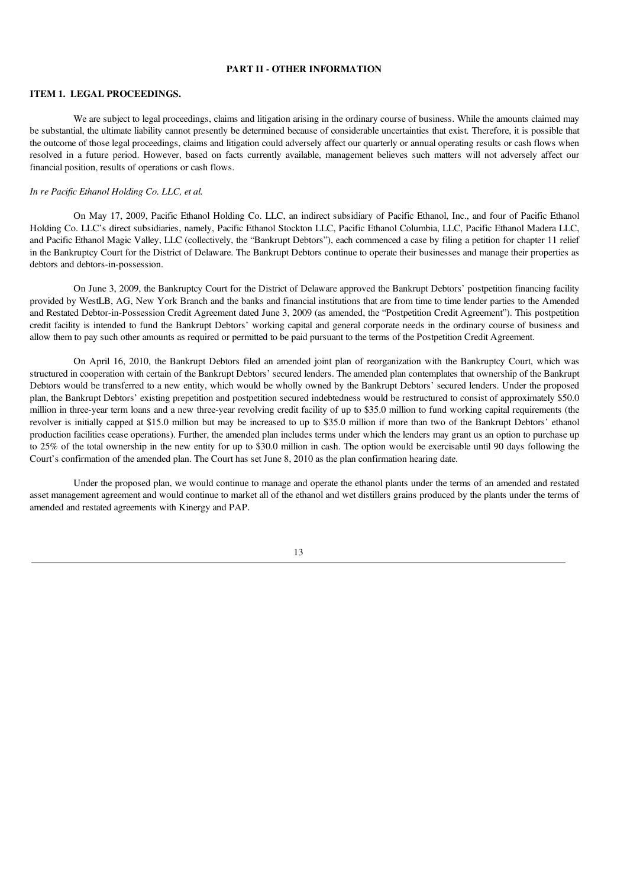## PART II - OTHER INFORMATION

### ITEM 1. LEGAL PROCEEDINGS.

We are subject to legal proceedings, claims and litigation arising in the ordinary course of business. While the amounts claimed may be substantial, the ultimate liability cannot presently be determined because of considerable uncertainties that exist. Therefore, it is possible that the outcome of those legal proceedings, claims and litigation could adversely affect our quarterly or annual operating results or cash flows when resolved in a future period. However, based on facts currently available, management believes such matters will not adversely affect our financial position, results of operations or cash flows.

*In re Pacific Ethanol Holding Co. LLC, et al.*

On May 17, 2009, Pacific Ethanol Holding Co. LLC, an indirect subsidiary of Pacific Ethanol, Inc., and four of Pacific Ethanol Holding Co. LLC's direct subsidiaries, namely, Pacific Ethanol Stockton LLC, Pacific Ethanol Columbia, LLC, Pacific Ethanol Madera LLC, and Pacific Ethanol Magic Valley, LLC (collectively, the "Bankrupt Debtors"), each commenced a case by filing a petition for chapter 11 relief in the Bankruptcy Court for the District of Delaware. The Bankrupt Debtors continue to operate their businesses and manage their properties as debtors and debtors-in-possession.

On June 3, 2009, the Bankruptcy Court for the District of Delaware approved the Bankrupt Debtors' postpetition financing facility provided by WestLB, AG, New York Branch and the banks and financial institutions that are from time to time lender parties to the Amended and Restated Debtor-in-Possession Credit Agreement dated June 3, 2009 (as amended, the "Postpetition Credit Agreement"). This postpetition credit facility is intended to fund the Bankrupt Debtors' working capital and general corporate needs in the ordinary course of business and allow them to pay such other amounts as required or permitted to be paid pursuant to the terms of the Postpetition Credit Agreement.

On April 16, 2010, the Bankrupt Debtors filed an amended joint plan of reorganization with the Bankruptcy Court, which was structured in cooperation with certain of the Bankrupt Debtors' secured lenders. The amended plan contemplates that ownership of the Bankrupt Debtors would be transferred to a new entity, which would be wholly owned by the Bankrupt Debtors' secured lenders. Under the proposed plan, the Bankrupt Debtors' existing prepetition and postpetition secured indebtedness would be restructured to consist of approximately $50.0 million in three-year term loans and a new three-year revolving credit facility of up to $35.0 million to fund working capital requirements (the revolver is initially capped at $15.0 million but may be increased to up to $35.0 million if more than two of the Bankrupt Debtors' ethanol production facilities cease operations). Further, the amended plan includes terms under which the lenders may grant us an option to purchase up to 25% of the total ownership in the new entity for up to $30.0 million in cash. The option would be exercisable until 90 days following the Court's confirmation of the amended plan. The Court has set June 8, 2010 as the plan confirmation hearing date.

Under the proposed plan, we would continue to manage and operate the ethanol plants under the terms of an amended and restated asset management agreement and would continue to market all of the ethanol and wet distillers grains produced by the plants under the terms of amended and restated agreements with Kinergy and PAP.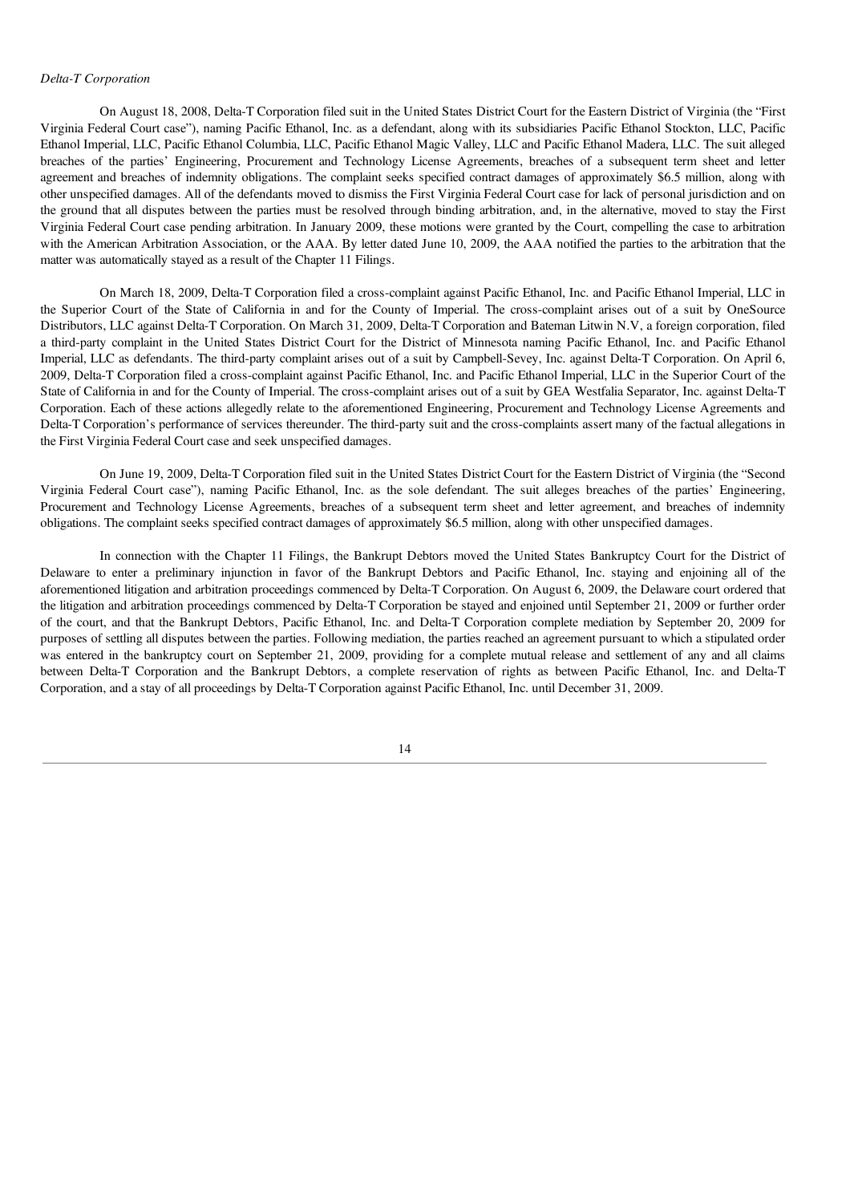*Delta-T Corporation*

On August 18, 2008, Delta-T Corporation filed suit in the United States District Court for the Eastern District of Virginia (the "First Virginia Federal Court case"), naming Pacific Ethanol, Inc. as a defendant, along with its subsidiaries Pacific Ethanol Stockton, LLC, Pacific Ethanol Imperial, LLC, Pacific Ethanol Columbia, LLC, Pacific Ethanol Magic Valley, LLC and Pacific Ethanol Madera, LLC. The suit alleged breaches of the parties' Engineering, Procurement and Technology License Agreements, breaches of a subsequent term sheet and letter agreement and breaches of indemnity obligations. The complaint seeks specified contract damages of approximately $6.5 million, along with other unspecified damages. All of the defendants moved to dismiss the First Virginia Federal Court case for lack of personal jurisdiction and on the ground that all disputes between the parties must be resolved through binding arbitration, and, in the alternative, moved to stay the First Virginia Federal Court case pending arbitration. In January 2009, these motions were granted by the Court, compelling the case to arbitration with the American Arbitration Association, or the AAA. By letter dated June 10, 2009, the AAA notified the parties to the arbitration that the matter was automatically stayed as a result of the Chapter 11 Filings.

On March 18, 2009, Delta-T Corporation filed a cross-complaint against Pacific Ethanol, Inc. and Pacific Ethanol Imperial, LLC in the Superior Court of the State of California in and for the County of Imperial. The cross-complaint arises out of a suit by OneSource Distributors, LLC against Delta-T Corporation. On March 31, 2009, Delta-T Corporation and Bateman Litwin N.V, a foreign corporation, filed a third-party complaint in the United States District Court for the District of Minnesota naming Pacific Ethanol, Inc. and Pacific Ethanol Imperial, LLC as defendants. The third-party complaint arises out of a suit by Campbell-Sevey, Inc. against Delta-T Corporation. On April 6, 2009, Delta-T Corporation filed a cross-complaint against Pacific Ethanol, Inc. and Pacific Ethanol Imperial, LLC in the Superior Court of the State of California in and for the County of Imperial. The cross-complaint arises out of a suit by GEA Westfalia Separator, Inc. against Delta-T Corporation. Each of these actions allegedly relate to the aforementioned Engineering, Procurement and Technology License Agreements and Delta-T Corporation's performance of services thereunder. The third-party suit and the cross-complaints assert many of the factual allegations in the First Virginia Federal Court case and seek unspecified damages.

On June 19, 2009, Delta-T Corporation filed suit in the United States District Court for the Eastern District of Virginia (the "Second Virginia Federal Court case"), naming Pacific Ethanol, Inc. as the sole defendant. The suit alleges breaches of the parties' Engineering, Procurement and Technology License Agreements, breaches of a subsequent term sheet and letter agreement, and breaches of indemnity obligations. The complaint seeks specified contract damages of approximately $6.5 million, along with other unspecified damages.

In connection with the Chapter 11 Filings, the Bankrupt Debtors moved the United States Bankruptcy Court for the District of Delaware to enter a preliminary injunction in favor of the Bankrupt Debtors and Pacific Ethanol, Inc. staying and enjoining all of the aforementioned litigation and arbitration proceedings commenced by Delta-T Corporation. On August 6, 2009, the Delaware court ordered that the litigation and arbitration proceedings commenced by Delta-T Corporation be stayed and enjoined until September 21, 2009 or further order of the court, and that the Bankrupt Debtors, Pacific Ethanol, Inc. and Delta-T Corporation complete mediation by September 20, 2009 for purposes of settling all disputes between the parties. Following mediation, the parties reached an agreement pursuant to which a stipulated order was entered in the bankruptcy court on September 21, 2009, providing for a complete mutual release and settlement of any and all claims between Delta-T Corporation and the Bankrupt Debtors, a complete reservation of rights as between Pacific Ethanol, Inc. and Delta-T Corporation, and a stay of all proceedings by Delta-T Corporation against Pacific Ethanol, Inc. until December 31, 2009.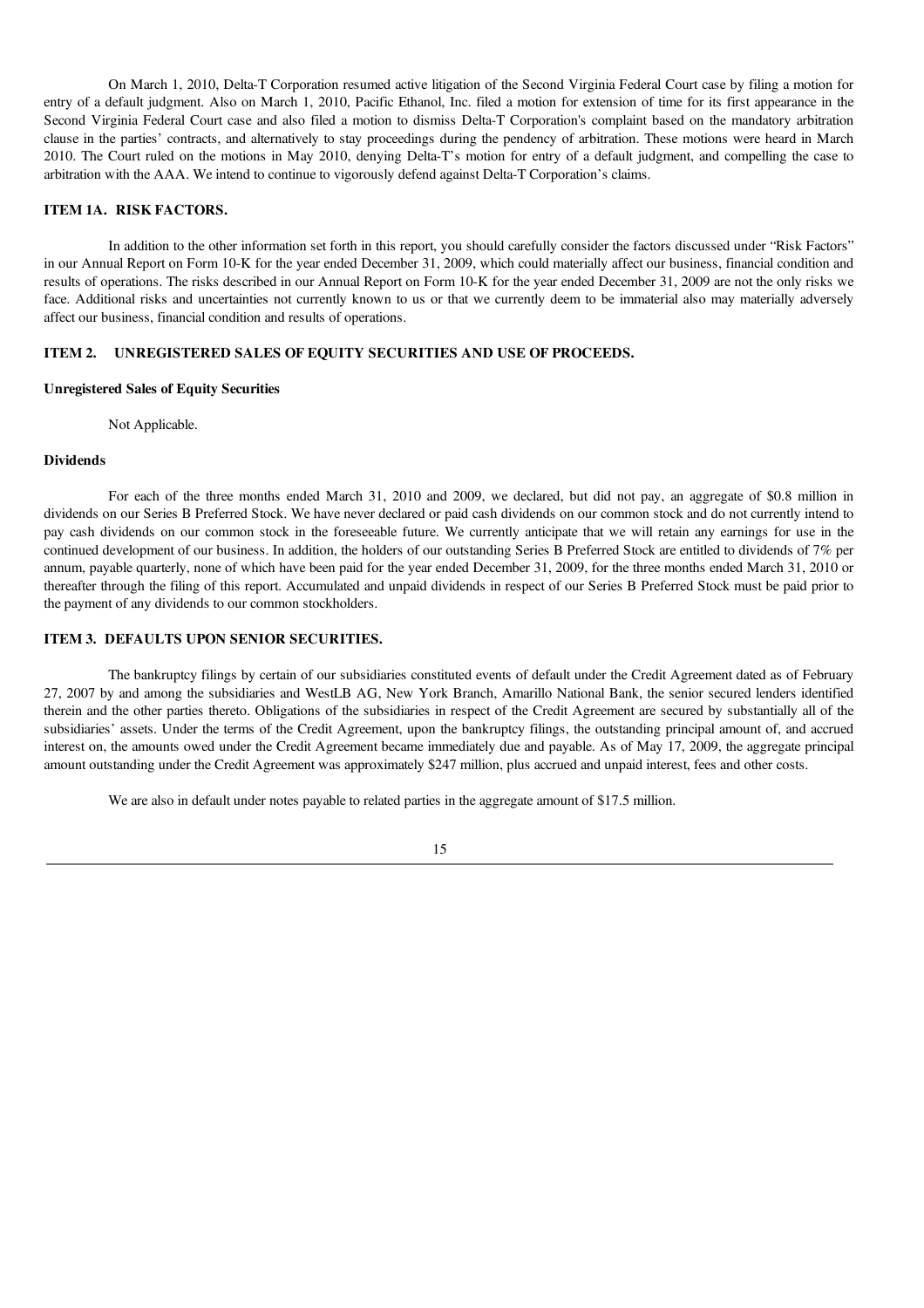On March 1, 2010, Delta-T Corporation resumed active litigation of the Second Virginia Federal Court case by filing a motion for entry of a default judgment. Also on March 1, 2010, Pacific Ethanol, Inc. filed a motion for extension of time for its first appearance in the Second Virginia Federal Court case and also filed a motion to dismiss Delta-T Corporation's complaint based on the mandatory arbitration clause in the parties' contracts, and alternatively to stay proceedings during the pendency of arbitration. These motions were heard in March 2010. The Court ruled on the motions in May 2010, denying Delta-T's motion for entry of a default judgment, and compelling the case to arbitration with the AAA. We intend to continue to vigorously defend against Delta-T Corporation's claims.

## ITEM 1A. RISK FACTORS.

In addition to the other information set forth in this report, you should carefully consider the factors discussed under "Risk Factors" in our Annual Report on Form 10-K for the year ended December 31, 2009, which could materially affect our business, financial condition and results of operations. The risks described in our Annual Report on Form 10-K for the year ended December 31, 2009 are not the only risks we face. Additional risks and uncertainties not currently known to us or that we currently deem to be immaterial also may materially adversely affect our business, financial condition and results of operations.

## ITEM 2. UNREGISTERED SALES OF EQUITY SECURITIES AND USE OF PROCEEDS.

### Unregistered Sales of Equity Securities

Not Applicable.

### Dividends

For each of the three months ended March 31, 2010 and 2009, we declared, but did not pay, an aggregate of $0.8 million in dividends on our Series B Preferred Stock. We have never declared or paid cash dividends on our common stock and do not currently intend to pay cash dividends on our common stock in the foreseeable future. We currently anticipate that we will retain any earnings for use in the continued development of our business. In addition, the holders of our outstanding Series B Preferred Stock are entitled to dividends of 7% per annum, payable quarterly, none of which have been paid for the year ended December 31, 2009, for the three months ended March 31, 2010 or thereafter through the filing of this report. Accumulated and unpaid dividends in respect of our Series B Preferred Stock must be paid prior to the payment of any dividends to our common stockholders.

## ITEM 3. DEFAULTS UPON SENIOR SECURITIES.

The bankruptcy filings by certain of our subsidiaries constituted events of default under the Credit Agreement dated as of February 27, 2007 by and among the subsidiaries and WestLB AG, New York Branch, Amarillo National Bank, the senior secured lenders identified therein and the other parties thereto. Obligations of the subsidiaries in respect of the Credit Agreement are secured by substantially all of the subsidiaries' assets. Under the terms of the Credit Agreement, upon the bankruptcy filings, the outstanding principal amount of, and accrued interest on, the amounts owed under the Credit Agreement became immediately due and payable. As of May 17, 2009, the aggregate principal amount outstanding under the Credit Agreement was approximately $247 million, plus accrued and unpaid interest, fees and other costs.

We are also in default under notes payable to related parties in the aggregate amount of $17.5 million.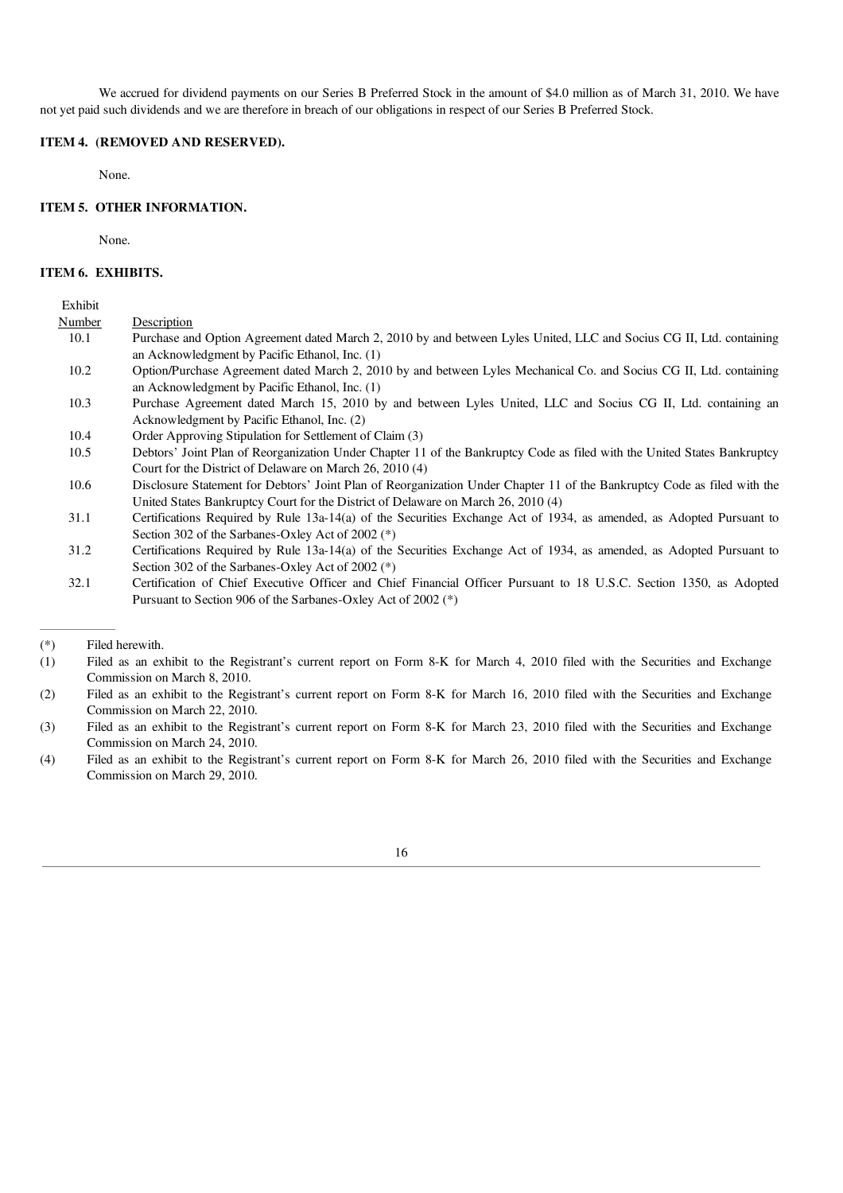We accrued for dividend payments on our Series B Preferred Stock in the amount of $4.0 million as of March 31, 2010. We have not yet paid such dividends and we are therefore in breach of our obligations in respect of our Series B Preferred Stock.

### ITEM 4. (REMOVED AND RESERVED).

None.

### ITEM 5. OTHER INFORMATION.

None.

### ITEM 6. EXHIBITS.

| Exhibit Number | Description |
|---|---|
| 10.1 | Purchase and Option Agreement dated March 2, 2010 by and between Lyles United, LLC and Socius CG II, Ltd. containing an Acknowledgment by Pacific Ethanol, Inc. (1) |
| 10.2 | Option/Purchase Agreement dated March 2, 2010 by and between Lyles Mechanical Co. and Socius CG II, Ltd. containing an Acknowledgment by Pacific Ethanol, Inc. (1) |
| 10.3 | Purchase Agreement dated March 15, 2010 by and between Lyles United, LLC and Socius CG II, Ltd. containing an Acknowledgment by Pacific Ethanol, Inc. (2) |
| 10.4 | Order Approving Stipulation for Settlement of Claim (3) |
| 10.5 | Debtors' Joint Plan of Reorganization Under Chapter 11 of the Bankruptcy Code as filed with the United States Bankruptcy Court for the District of Delaware on March 26, 2010 (4) |
| 10.6 | Disclosure Statement for Debtors' Joint Plan of Reorganization Under Chapter 11 of the Bankruptcy Code as filed with the United States Bankruptcy Court for the District of Delaware on March 26, 2010 (4) |
| 31.1 | Certifications Required by Rule 13a-14(a) of the Securities Exchange Act of 1934, as amended, as Adopted Pursuant to Section 302 of the Sarbanes-Oxley Act of 2002 (*) |
| 31.2 | Certifications Required by Rule 13a-14(a) of the Securities Exchange Act of 1934, as amended, as Adopted Pursuant to Section 302 of the Sarbanes-Oxley Act of 2002 (*) |
| 32.1 | Certification of Chief Executive Officer and Chief Financial Officer Pursuant to 18 U.S.C. Section 1350, as Adopted Pursuant to Section 906 of the Sarbanes-Oxley Act of 2002 (*) |

---

(*) Filed herewith.

(1) Filed as an exhibit to the Registrant's current report on Form 8-K for March 4, 2010 filed with the Securities and Exchange Commission on March 8, 2010.

(2) Filed as an exhibit to the Registrant's current report on Form 8-K for March 16, 2010 filed with the Securities and Exchange Commission on March 22, 2010.

(3) Filed as an exhibit to the Registrant's current report on Form 8-K for March 23, 2010 filed with the Securities and Exchange Commission on March 24, 2010.

(4) Filed as an exhibit to the Registrant's current report on Form 8-K for March 26, 2010 filed with the Securities and Exchange Commission on March 29, 2010.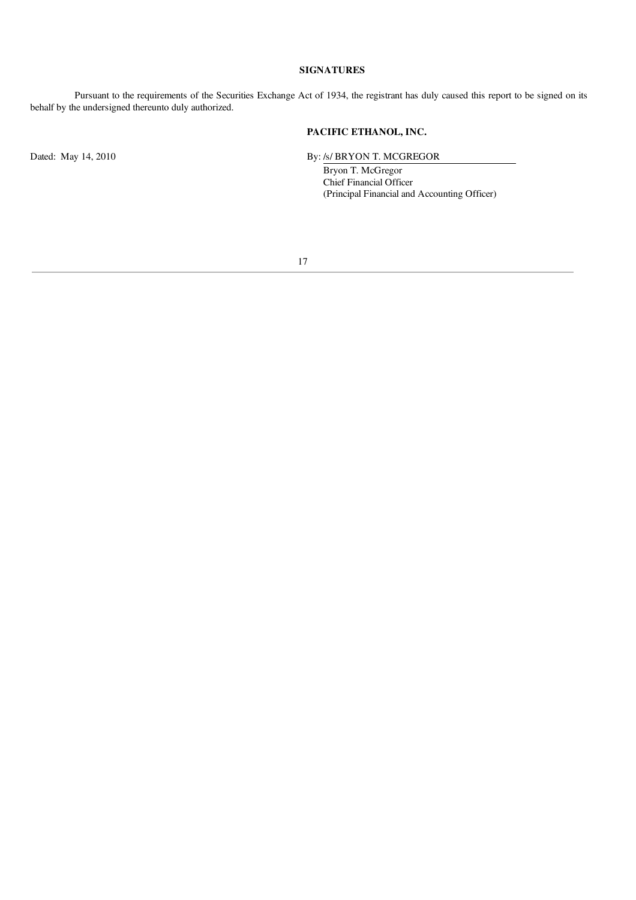## SIGNATURES

Pursuant to the requirements of the Securities Exchange Act of 1934, the registrant has duly caused this report to be signed on its behalf by the undersigned thereunto duly authorized.

**PACIFIC ETHANOL, INC.**

Dated: May 14, 2010

By: /s/ BRYON T. MCGREGOR
Bryon T. McGregor
Chief Financial Officer
(Principal Financial and Accounting Officer)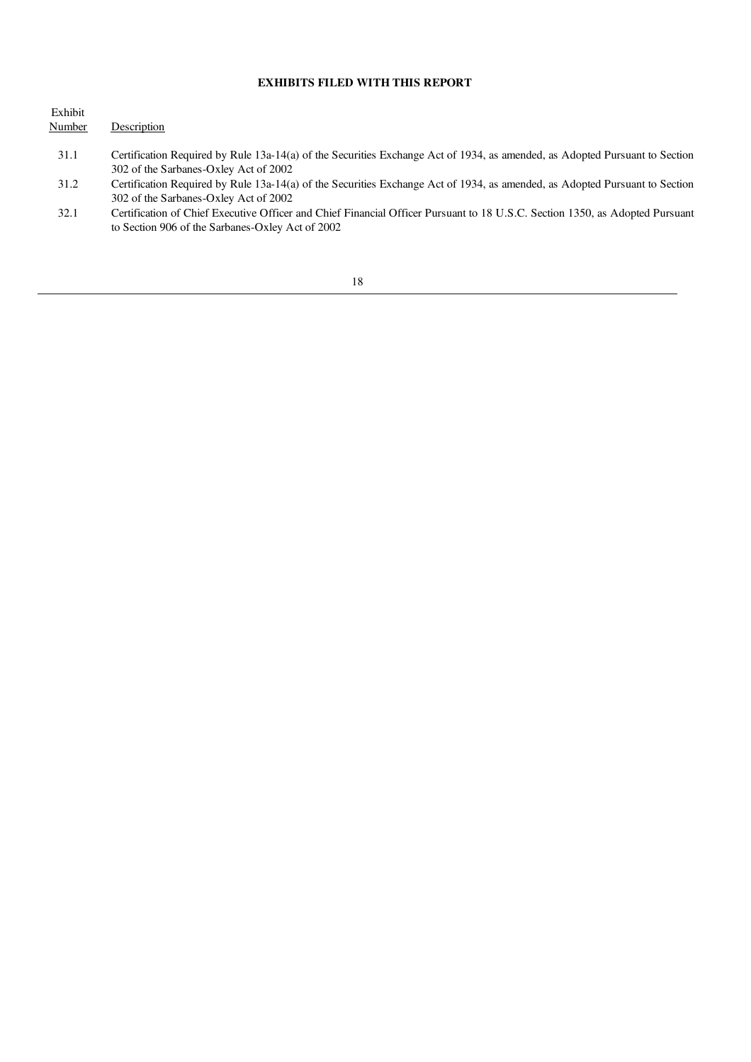**EXHIBITS FILED WITH THIS REPORT**

| Exhibit Number | Description |
| --- | --- |
| 31.1 | Certification Required by Rule 13a-14(a) of the Securities Exchange Act of 1934, as amended, as Adopted Pursuant to Section 302 of the Sarbanes-Oxley Act of 2002 |
| 31.2 | Certification Required by Rule 13a-14(a) of the Securities Exchange Act of 1934, as amended, as Adopted Pursuant to Section 302 of the Sarbanes-Oxley Act of 2002 |
| 32.1 | Certification of Chief Executive Officer and Chief Financial Officer Pursuant to 18 U.S.C. Section 1350, as Adopted Pursuant to Section 906 of the Sarbanes-Oxley Act of 2002 |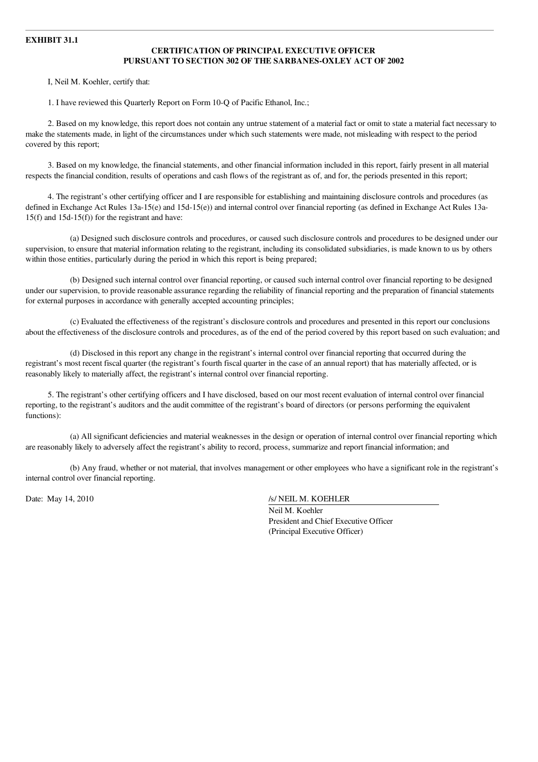**EXHIBIT 31.1**

**CERTIFICATION OF PRINCIPAL EXECUTIVE OFFICER PURSUANT TO SECTION 302 OF THE SARBANES-OXLEY ACT OF 2002**

I, Neil M. Koehler, certify that:

1. I have reviewed this Quarterly Report on Form 10-Q of Pacific Ethanol, Inc.;

2. Based on my knowledge, this report does not contain any untrue statement of a material fact or omit to state a material fact necessary to make the statements made, in light of the circumstances under which such statements were made, not misleading with respect to the period covered by this report;

3. Based on my knowledge, the financial statements, and other financial information included in this report, fairly present in all material respects the financial condition, results of operations and cash flows of the registrant as of, and for, the periods presented in this report;

4. The registrant's other certifying officer and I are responsible for establishing and maintaining disclosure controls and procedures (as defined in Exchange Act Rules 13a-15(e) and 15d-15(e)) and internal control over financial reporting (as defined in Exchange Act Rules 13a-15(f) and 15d-15(f)) for the registrant and have:

(a) Designed such disclosure controls and procedures, or caused such disclosure controls and procedures to be designed under our supervision, to ensure that material information relating to the registrant, including its consolidated subsidiaries, is made known to us by others within those entities, particularly during the period in which this report is being prepared;

(b) Designed such internal control over financial reporting, or caused such internal control over financial reporting to be designed under our supervision, to provide reasonable assurance regarding the reliability of financial reporting and the preparation of financial statements for external purposes in accordance with generally accepted accounting principles;

(c) Evaluated the effectiveness of the registrant's disclosure controls and procedures and presented in this report our conclusions about the effectiveness of the disclosure controls and procedures, as of the end of the period covered by this report based on such evaluation; and

(d) Disclosed in this report any change in the registrant's internal control over financial reporting that occurred during the registrant's most recent fiscal quarter (the registrant's fourth fiscal quarter in the case of an annual report) that has materially affected, or is reasonably likely to materially affect, the registrant's internal control over financial reporting.

5. The registrant's other certifying officers and I have disclosed, based on our most recent evaluation of internal control over financial reporting, to the registrant's auditors and the audit committee of the registrant's board of directors (or persons performing the equivalent functions):

(a) All significant deficiencies and material weaknesses in the design or operation of internal control over financial reporting which are reasonably likely to adversely affect the registrant's ability to record, process, summarize and report financial information; and

(b) Any fraud, whether or not material, that involves management or other employees who have a significant role in the registrant's internal control over financial reporting.

Date: May 14, 2010

/s/ NEIL M. KOEHLER
Neil M. Koehler
President and Chief Executive Officer
(Principal Executive Officer)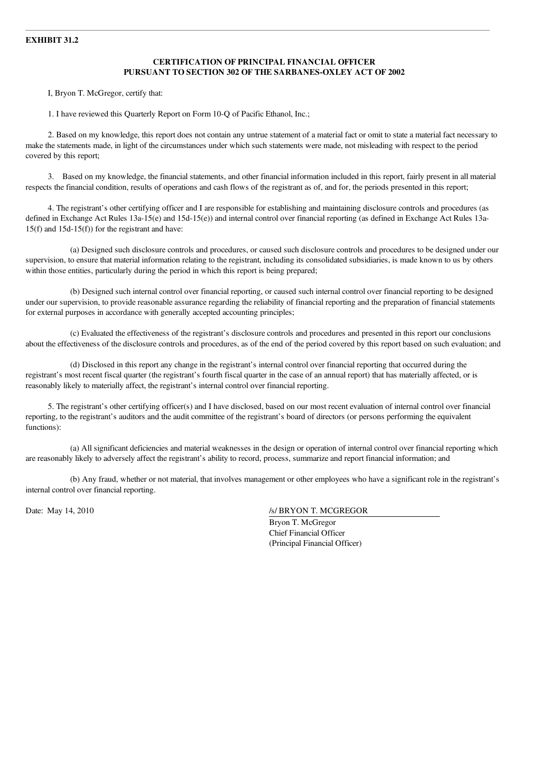**EXHIBIT 31.2**

**CERTIFICATION OF PRINCIPAL FINANCIAL OFFICER**
**PURSUANT TO SECTION 302 OF THE SARBANES-OXLEY ACT OF 2002**

I, Bryon T. McGregor, certify that:

1. I have reviewed this Quarterly Report on Form 10-Q of Pacific Ethanol, Inc.;

2. Based on my knowledge, this report does not contain any untrue statement of a material fact or omit to state a material fact necessary to make the statements made, in light of the circumstances under which such statements were made, not misleading with respect to the period covered by this report;

3. Based on my knowledge, the financial statements, and other financial information included in this report, fairly present in all material respects the financial condition, results of operations and cash flows of the registrant as of, and for, the periods presented in this report;

4. The registrant's other certifying officer and I are responsible for establishing and maintaining disclosure controls and procedures (as defined in Exchange Act Rules 13a-15(e) and 15d-15(e)) and internal control over financial reporting (as defined in Exchange Act Rules 13a-15(f) and 15d-15(f)) for the registrant and have:

(a) Designed such disclosure controls and procedures, or caused such disclosure controls and procedures to be designed under our supervision, to ensure that material information relating to the registrant, including its consolidated subsidiaries, is made known to us by others within those entities, particularly during the period in which this report is being prepared;

(b) Designed such internal control over financial reporting, or caused such internal control over financial reporting to be designed under our supervision, to provide reasonable assurance regarding the reliability of financial reporting and the preparation of financial statements for external purposes in accordance with generally accepted accounting principles;

(c) Evaluated the effectiveness of the registrant's disclosure controls and procedures and presented in this report our conclusions about the effectiveness of the disclosure controls and procedures, as of the end of the period covered by this report based on such evaluation; and

(d) Disclosed in this report any change in the registrant's internal control over financial reporting that occurred during the registrant's most recent fiscal quarter (the registrant's fourth fiscal quarter in the case of an annual report) that has materially affected, or is reasonably likely to materially affect, the registrant's internal control over financial reporting.

5. The registrant's other certifying officer(s) and I have disclosed, based on our most recent evaluation of internal control over financial reporting, to the registrant's auditors and the audit committee of the registrant's board of directors (or persons performing the equivalent functions):

(a) All significant deficiencies and material weaknesses in the design or operation of internal control over financial reporting which are reasonably likely to adversely affect the registrant's ability to record, process, summarize and report financial information; and

(b) Any fraud, whether or not material, that involves management or other employees who have a significant role in the registrant's internal control over financial reporting.

Date: May 14, 2010

/s/ BRYON T. MCGREGOR
Bryon T. McGregor
Chief Financial Officer
(Principal Financial Officer)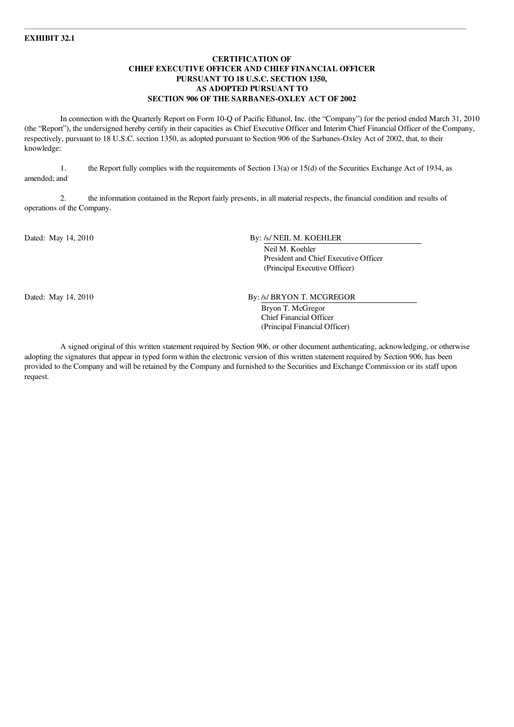**EXHIBIT 32.1**

**CERTIFICATION OF**
**CHIEF EXECUTIVE OFFICER AND CHIEF FINANCIAL OFFICER**
**PURSUANT TO 18 U.S.C. SECTION 1350,**
**AS ADOPTED PURSUANT TO**
**SECTION 906 OF THE SARBANES-OXLEY ACT OF 2002**

In connection with the Quarterly Report on Form 10-Q of Pacific Ethanol, Inc. (the "Company") for the period ended March 31, 2010 (the "Report"), the undersigned hereby certify in their capacities as Chief Executive Officer and Interim Chief Financial Officer of the Company, respectively, pursuant to 18 U.S.C. section 1350, as adopted pursuant to Section 906 of the Sarbanes-Oxley Act of 2002, that, to their knowledge:

1. the Report fully complies with the requirements of Section 13(a) or 15(d) of the Securities Exchange Act of 1934, as amended; and

2. the information contained in the Report fairly presents, in all material respects, the financial condition and results of operations of the Company.

Dated: May 14, 2010

By: /s/ NEIL M. KOEHLER
Neil M. Koehler
President and Chief Executive Officer
(Principal Executive Officer)

Dated: May 14, 2010

By: /s/ BRYON T. MCGREGOR
Bryon T. McGregor
Chief Financial Officer
(Principal Financial Officer)

A signed original of this written statement required by Section 906, or other document authenticating, acknowledging, or otherwise adopting the signatures that appear in typed form within the electronic version of this written statement required by Section 906, has been provided to the Company and will be retained by the Company and furnished to the Securities and Exchange Commission or its staff upon request.